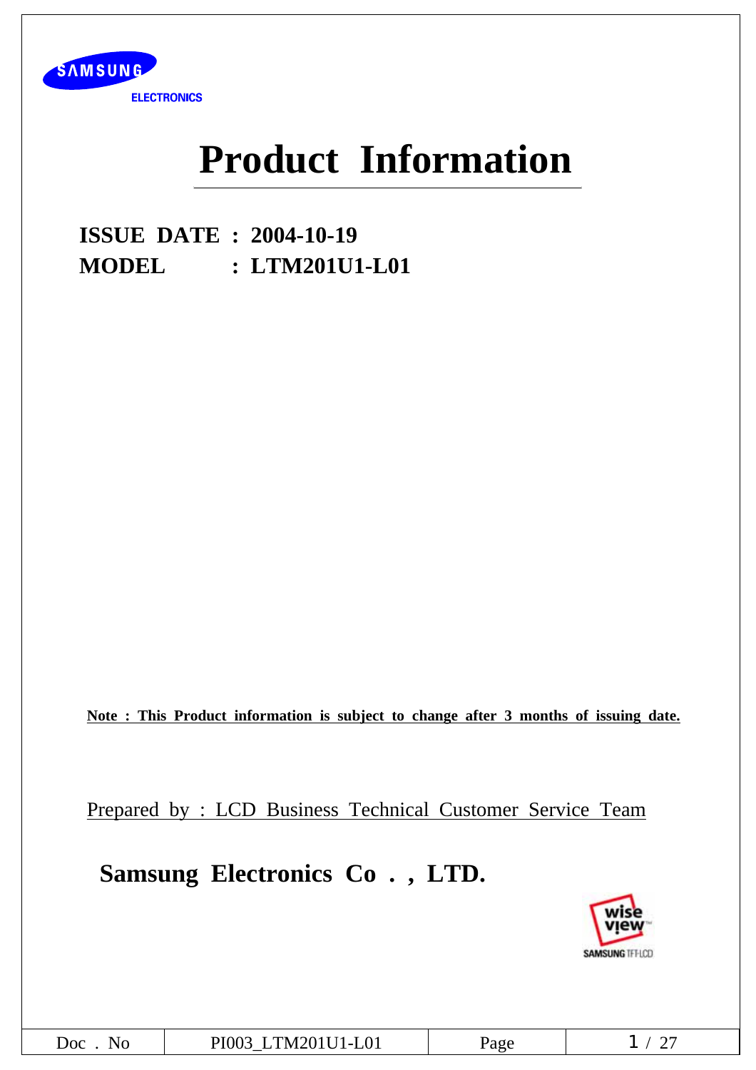# Product Information

**ISSUE DATE : 2004-10-19**
**MODEL : LTM201U1-L01**

**Note : This Product information is subject to change after 3 months of issuing date.**

Prepared by : LCD Business Technical Customer Service Team

**Samsung Electronics Co . , LTD.**

| Doc . No | PI003_LTM201U1-L01 | Page | 1 / 27 |
|---|---|---|---|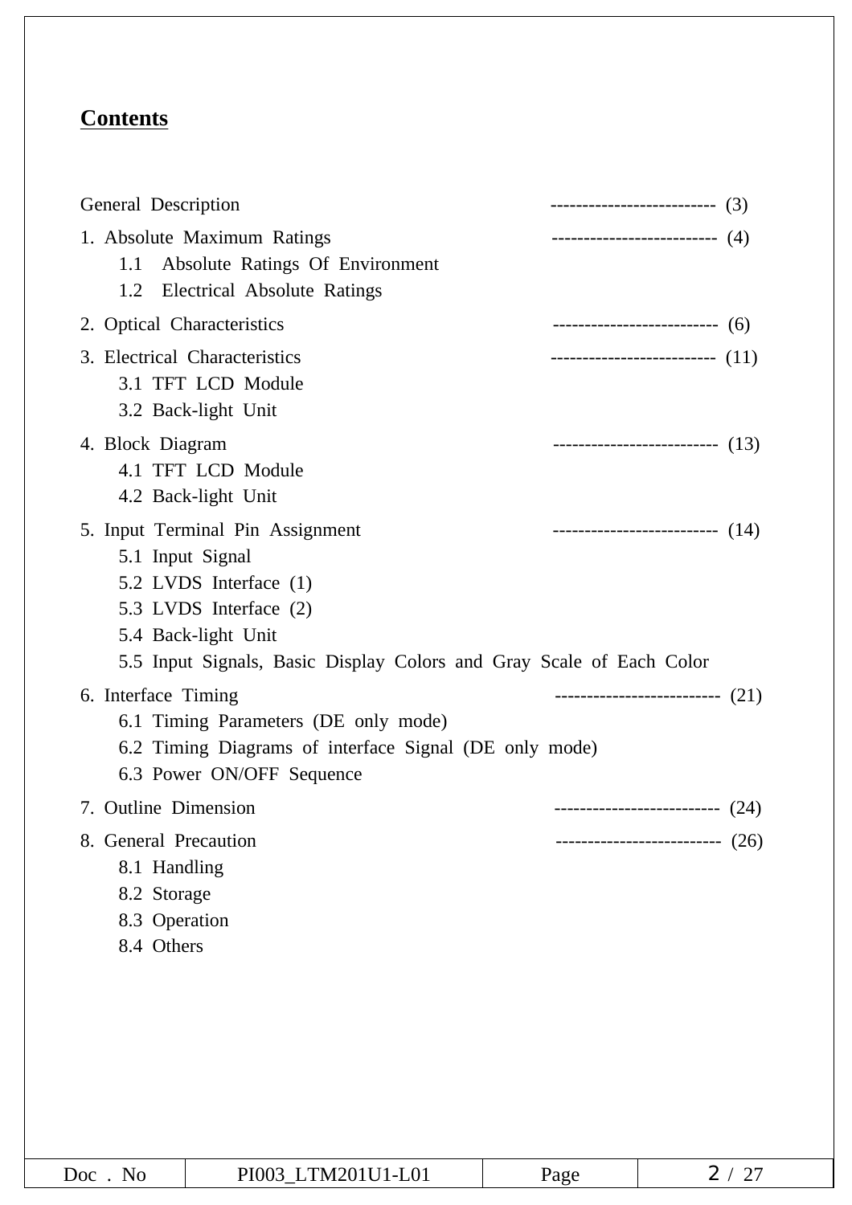## Contents

General Description -------------------------- (3)

1. Absolute Maximum Ratings -------------------------- (4)
   - 1.1 Absolute Ratings Of Environment
   - 1.2 Electrical Absolute Ratings
2. Optical Characteristics -------------------------- (6)
3. Electrical Characteristics -------------------------- (11)
   - 3.1 TFT LCD Module
   - 3.2 Back-light Unit
4. Block Diagram -------------------------- (13)
   - 4.1 TFT LCD Module
   - 4.2 Back-light Unit
5. Input Terminal Pin Assignment -------------------------- (14)
   - 5.1 Input Signal
   - 5.2 LVDS Interface (1)
   - 5.3 LVDS Interface (2)
   - 5.4 Back-light Unit
   - 5.5 Input Signals, Basic Display Colors and Gray Scale of Each Color
6. Interface Timing -------------------------- (21)
   - 6.1 Timing Parameters (DE only mode)
   - 6.2 Timing Diagrams of interface Signal (DE only mode)
   - 6.3 Power ON/OFF Sequence
7. Outline Dimension -------------------------- (24)
8. General Precaution -------------------------- (26)
   - 8.1 Handling
   - 8.2 Storage
   - 8.3 Operation
   - 8.4 Others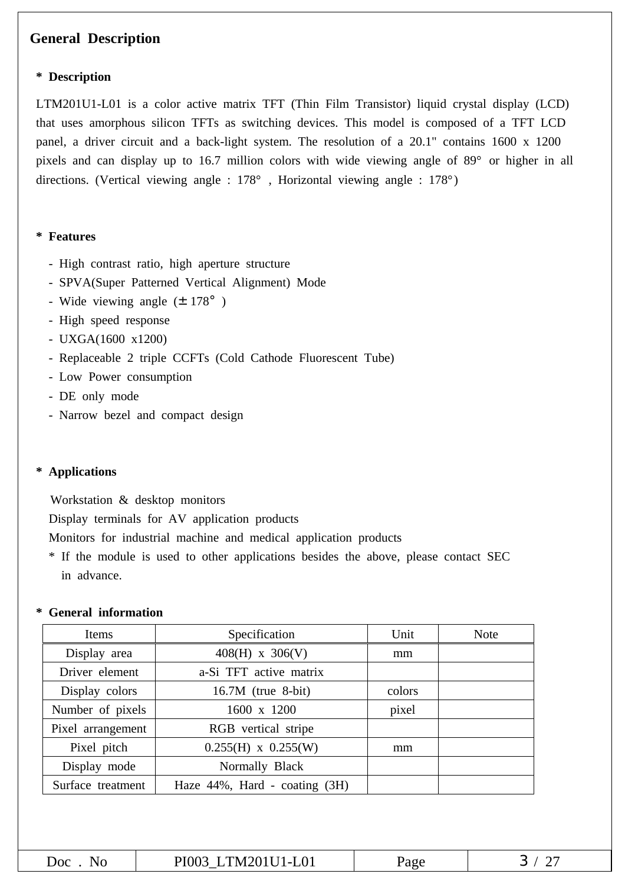## General Description

**\* Description**

LTM201U1-L01 is a color active matrix TFT (Thin Film Transistor) liquid crystal display (LCD) that uses amorphous silicon TFTs as switching devices. This model is composed of a TFT LCD panel, a driver circuit and a back-light system. The resolution of a 20.1" contains 1600 x 1200 pixels and can display up to 16.7 million colors with wide viewing angle of 89° or higher in all directions. (Vertical viewing angle : 178° , Horizontal viewing angle : 178°)

**\* Features**

- High contrast ratio, high aperture structure
- SPVA(Super Patterned Vertical Alignment) Mode
- Wide viewing angle (±178° )
- High speed response
- UXGA(1600 x1200)
- Replaceable 2 triple CCFTs (Cold Cathode Fluorescent Tube)
- Low Power consumption
- DE only mode
- Narrow bezel and compact design

**\* Applications**

Workstation & desktop monitors
Display terminals for AV application products
Monitors for industrial machine and medical application products
\* If the module is used to other applications besides the above, please contact SEC in advance.

**\* General information**

| Items | Specification | Unit | Note |
|---|---|---|---|
| Display area | 408(H) x 306(V) | mm | |
| Driver element | a-Si TFT active matrix | | |
| Display colors | 16.7M (true 8-bit) | colors | |
| Number of pixels | 1600 x 1200 | pixel | |
| Pixel arrangement | RGB vertical stripe | | |
| Pixel pitch | 0.255(H) x 0.255(W) | mm | |
| Display mode | Normally Black | | |
| Surface treatment | Haze 44%, Hard - coating (3H) | | |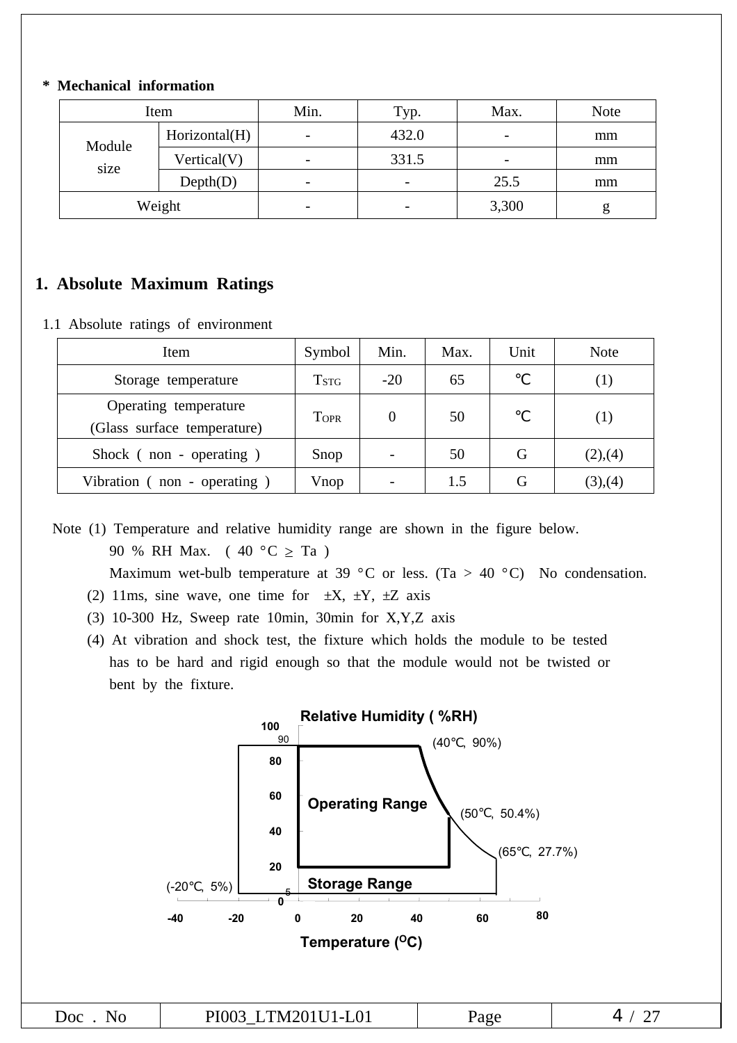**\* Mechanical information**

| Item | | Min. | Typ. | Max. | Note |
|---|---|---|---|---|---|
| Module size | Horizontal(H) | - | 432.0 | - | mm |
| | Vertical(V) | - | 331.5 | - | mm |
| | Depth(D) | - | - | 25.5 | mm |
| Weight | | - | - | 3,300 | g |

## 1. Absolute Maximum Ratings

1.1 Absolute ratings of environment

| Item | Symbol | Min. | Max. | Unit | Note |
|---|---|---|---|---|---|
| Storage temperature | $T_{STG}$ | -20 | 65 | ℃ | (1) |
| Operating temperature (Glass surface temperature) | $T_{OPR}$ | 0 | 50 | ℃ | (1) |
| Shock ( non - operating ) | Snop | - | 50 | G | (2),(4) |
| Vibration ( non - operating ) | Vnop | - | 1.5 | G | (3),(4) |

Note (1) Temperature and relative humidity range are shown in the figure below.
90 % RH Max. ( 40 °C ≥ Ta )
Maximum wet-bulb temperature at 39 °C or less. (Ta > 40 °C) No condensation.
(2) 11ms, sine wave, one time for ±X, ±Y, ±Z axis
(3) 10-300 Hz, Sweep rate 10min, 30min for X,Y,Z axis
(4) At vibration and shock test, the fixture which holds the module to be tested has to be hard and rigid enough so that the module would not be twisted or bent by the fixture.

Relative Humidity ( %RH)

(40℃, 90%) (50℃, 50.4%) (65℃, 27.7%) (-20℃, 5%)

Operating Range

Storage Range

Temperature (°C)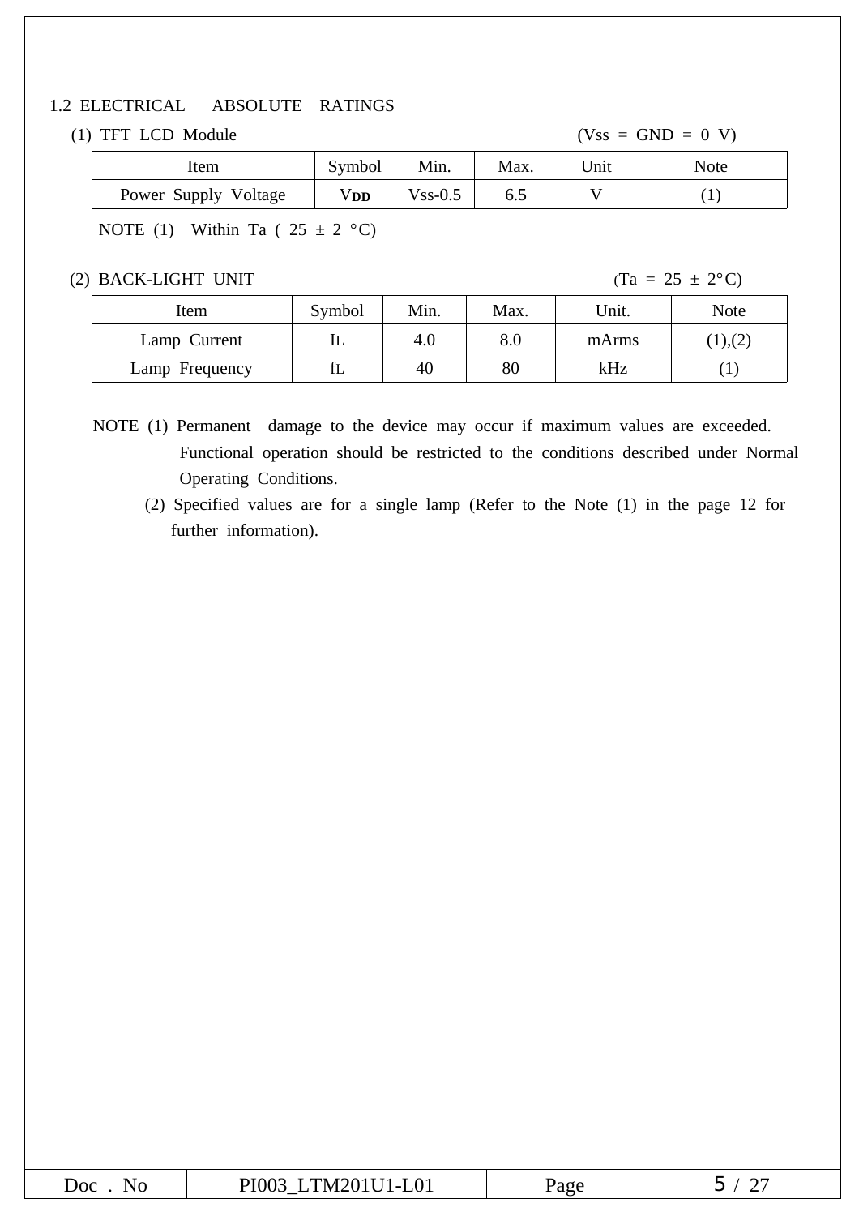## 1.2 ELECTRICAL ABSOLUTE RATINGS

(1) TFT LCD Module (Vss = GND = 0 V)

| Item | Symbol | Min. | Max. | Unit | Note |
|---|---|---|---|---|---|
| Power Supply Voltage | $V_{DD}$ | Vss-0.5 | 6.5 | V | (1) |

NOTE (1) Within Ta ( 25 ± 2 °C)

(2) BACK-LIGHT UNIT (Ta = 25 ± 2°C)

| Item | Symbol | Min. | Max. | Unit. | Note |
|---|---|---|---|---|---|
| Lamp Current | $I_L$ | 4.0 | 8.0 | mArms | (1),(2) |
| Lamp Frequency | $f_L$ | 40 | 80 | kHz | (1) |

NOTE (1) Permanent damage to the device may occur if maximum values are exceeded. Functional operation should be restricted to the conditions described under Normal Operating Conditions.

(2) Specified values are for a single lamp (Refer to the Note (1) in the page 12 for further information).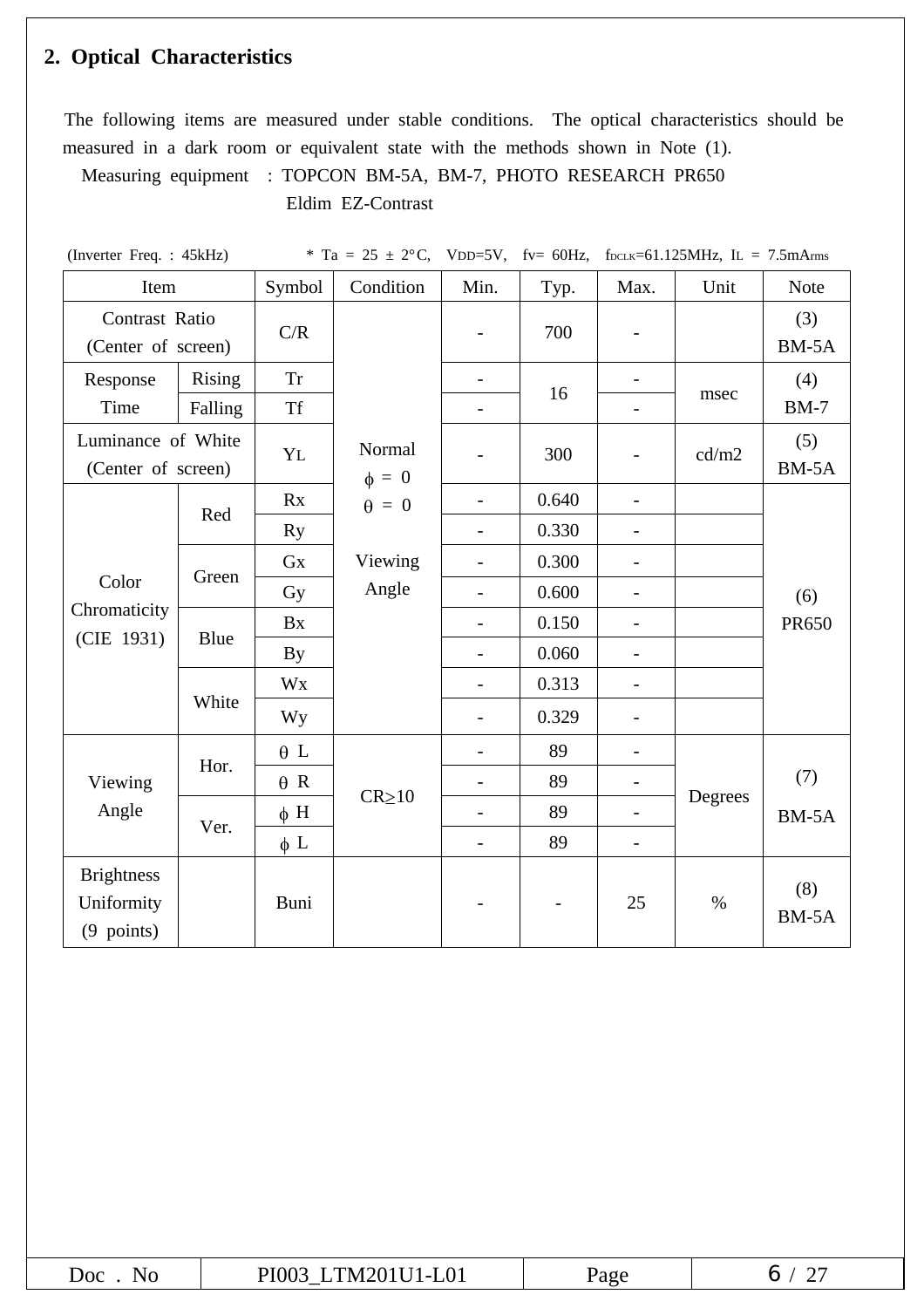## 2. Optical Characteristics

The following items are measured under stable conditions. The optical characteristics should be measured in a dark room or equivalent state with the methods shown in Note (1).

Measuring equipment : TOPCON BM-5A, BM-7, PHOTO RESEARCH PR650
Eldim EZ-Contrast

(Inverter Freq. : 45kHz) * Ta = 25 ± 2°C, $V_{DD}$=5V, fv= 60Hz, $f_{DCLK}$=61.125MHz, $I_L$ = 7.5mArms

| Item | | Symbol | Condition | Min. | Typ. | Max. | Unit | Note |
|---|---|---|---|---|---|---|---|---|
| Contrast Ratio (Center of screen) | | C/R | Normal $\phi$ = 0 $\theta$ = 0 Viewing Angle | - | 700 | - | | (3) BM-5A |
| Response Time | Rising | Tr | | - | 16 | - | msec | (4) BM-7 |
| | Falling | Tf | | - | | - | | |
| Luminance of White (Center of screen) | | $Y_L$ | | - | 300 | - | cd/m2 | (5) BM-5A |
| Color Chromaticity (CIE 1931) | Red | Rx | | - | 0.640 | - | | (6) PR650 |
| | | Ry | | - | 0.330 | - | | |
| | Green | Gx | | - | 0.300 | - | | |
| | | Gy | | - | 0.600 | - | | |
| | Blue | Bx | | - | 0.150 | - | | |
| | | By | | - | 0.060 | - | | |
| | White | Wx | | - | 0.313 | - | | |
| | | Wy | | - | 0.329 | - | | |
| Viewing Angle | Hor. | $\theta$ L | CR≥10 | - | 89 | - | Degrees | (7) BM-5A |
| | | $\theta$ R | | - | 89 | - | | |
| | Ver. | $\phi$ H | | - | 89 | - | | |
| | | $\phi$ L | | - | 89 | - | | |
| Brightness Uniformity (9 points) | | Buni | | - | - | 25 | % | (8) BM-5A |

| Doc . No | PI003_LTM201U1-L01 | Page | 6 / 27 |
|---|---|---|---|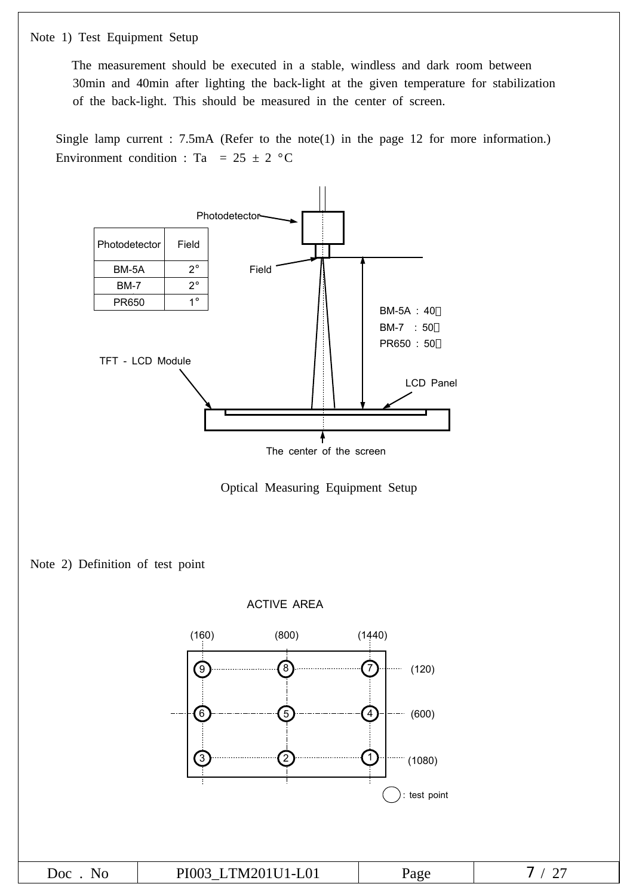Note 1) Test Equipment Setup

The measurement should be executed in a stable, windless and dark room between 30min and 40min after lighting the back-light at the given temperature for stabilization of the back-light. This should be measured in the center of screen.

Single lamp current : 7.5mA (Refer to the note(1) in the page 12 for more information.)
Environment condition : Ta = 25 ± 2 °C

| Photodetector | Field |
|---|---|
| BM-5A | 2° |
| BM-7 | 2° |
| PR650 | 1° |

Photodetector
Field
BM-5A : 40㎝
BM-7 : 50㎝
PR650 : 50㎝
TFT - LCD Module
LCD Panel
The center of the screen

Optical Measuring Equipment Setup

Note 2) Definition of test point

ACTIVE AREA

(160) (800) (1440)

9 8 7 (120)
6 5 4 (600)
3 2 1 (1080)

○ : test point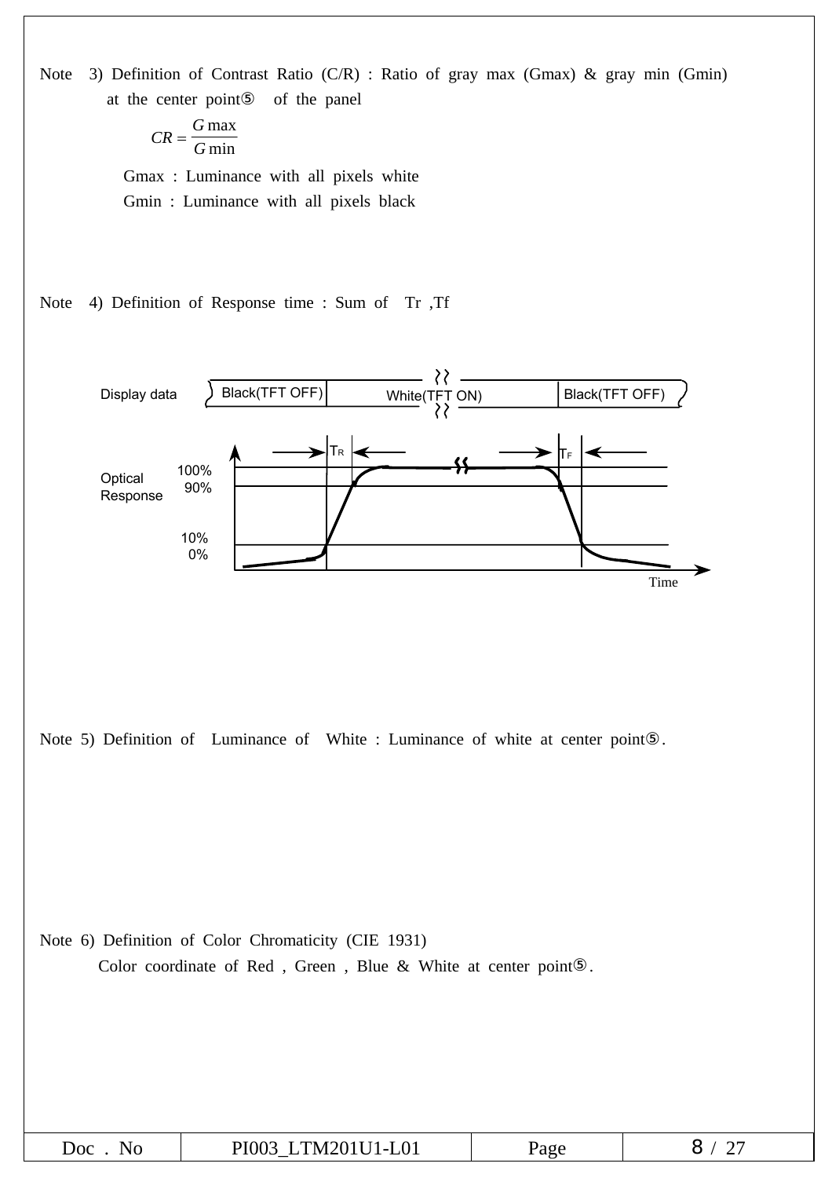Note 3) Definition of Contrast Ratio (C/R) : Ratio of gray max (Gmax) & gray min (Gmin) at the center point⑤ of the panel

$$CR = \frac{G\max}{G\min}$$

Gmax : Luminance with all pixels white

Gmin : Luminance with all pixels black

Note 4) Definition of Response time : Sum of Tr ,Tf

Display data: Black(TFT OFF) | White(TFT ON) | Black(TFT OFF)

Optical Response: 100%, 90%, 10%, 0% — $T_R$, $T_F$ — Time

Note 5) Definition of Luminance of White : Luminance of white at center point⑤.

Note 6) Definition of Color Chromaticity (CIE 1931)

Color coordinate of Red , Green , Blue & White at center point⑤.

| Doc . No | PI003_LTM201U1-L01 | Page | 8 / 27 |
| --- | --- | --- | --- |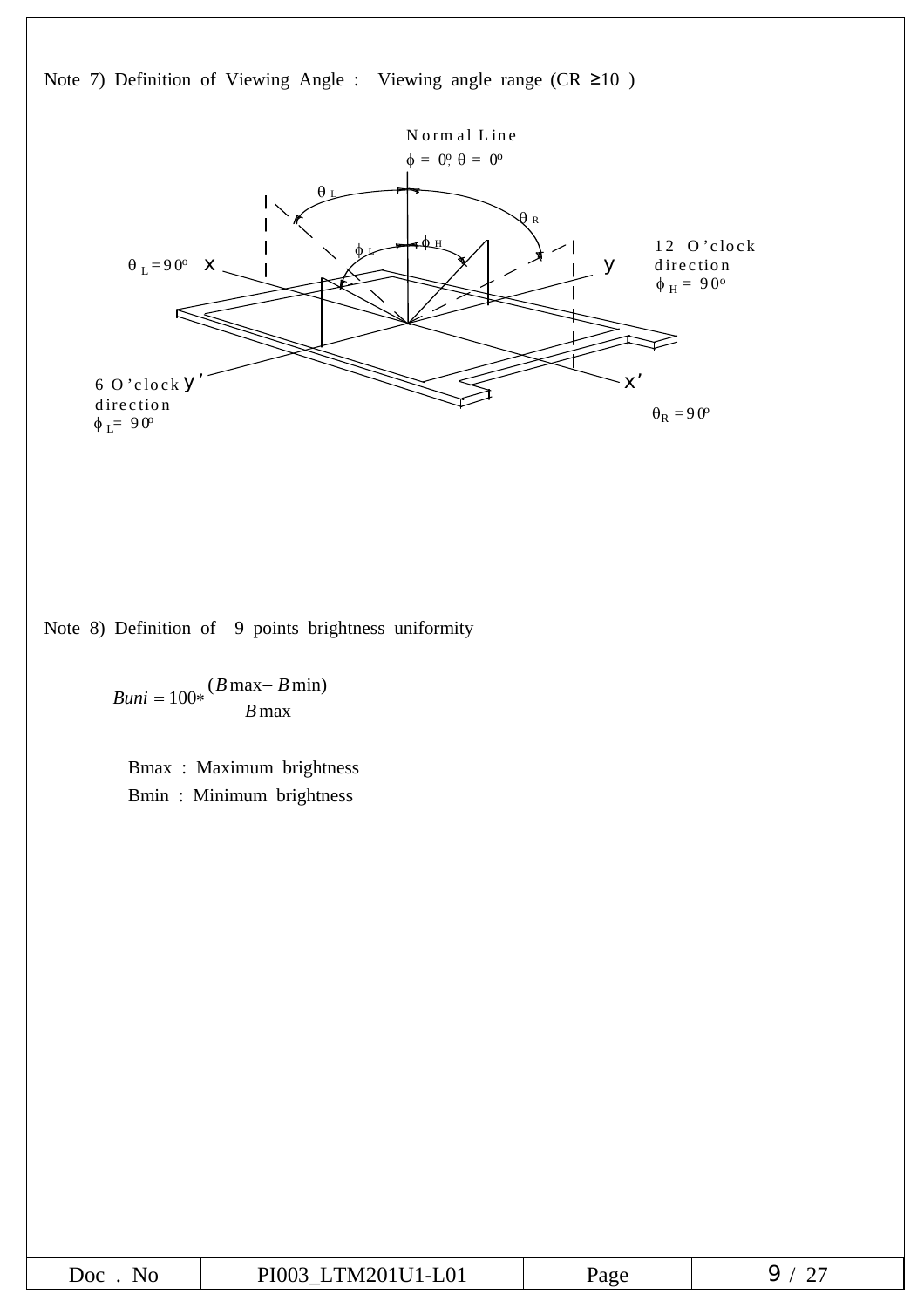Note 7) Definition of Viewing Angle : Viewing angle range (CR ≥10 )

Normal Line

$\phi = 0^o, \theta = 0^o$

$\theta_L$ $\theta_R$ $\phi_L$ $\phi_H$

$\theta_L = 90^o$ x

y

12 O'clock direction

$\phi_H = 90^o$

6 O'clock y'

direction

$\phi_L = 90^o$

x'

$\theta_R = 90^o$

Note 8) Definition of 9 points brightness uniformity

$$Buni = 100 * \frac{(B\max - B\min)}{B\max}$$

Bmax : Maximum brightness

Bmin : Minimum brightness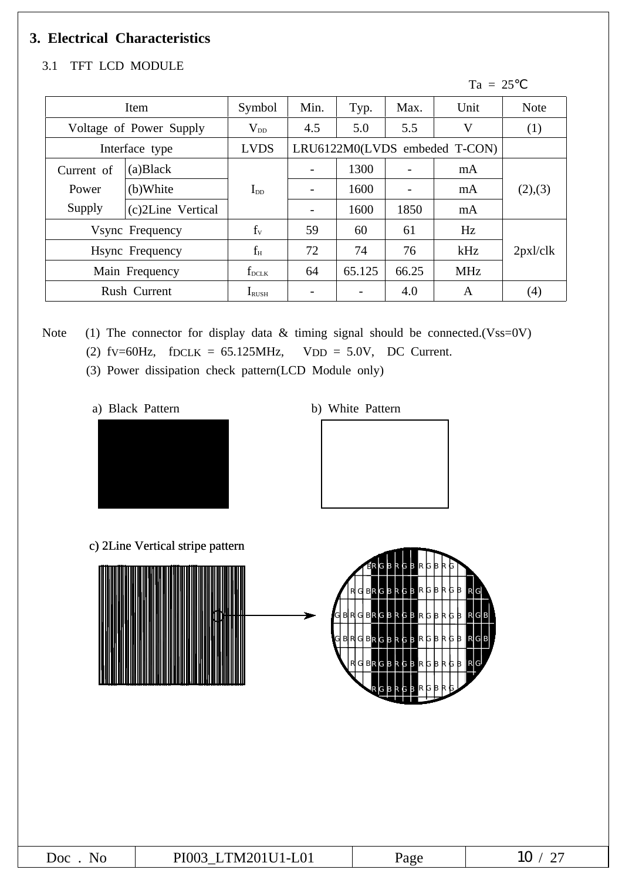## 3. Electrical Characteristics

### 3.1 TFT LCD MODULE

Ta = 25℃

| Item | | Symbol | Min. | Typ. | Max. | Unit | Note |
|---|---|---|---|---|---|---|---|
| Voltage of Power Supply | | $V_{DD}$ | 4.5 | 5.0 | 5.5 | V | (1) |
| Interface type | | LVDS | LRU6122M0(LVDS embeded T-CON) | | | | |
| Current of Power Supply | (a)Black | $I_{DD}$ | - | 1300 | - | mA | (2),(3) |
| | (b)White | | - | 1600 | - | mA | |
| | (c)2Line Vertical | | - | 1600 | 1850 | mA | |
| Vsync Frequency | | $f_V$ | 59 | 60 | 61 | Hz | 2pxl/clk |
| Hsync Frequency | | $f_H$ | 72 | 74 | 76 | kHz | |
| Main Frequency | | $f_{DCLK}$ | 64 | 65.125 | 66.25 | MHz | |
| Rush Current | | $I_{RUSH}$ | - | - | 4.0 | A | (4) |

Note (1) The connector for display data & timing signal should be connected.(Vss=0V)

(2) $f_V$=60Hz, $f_{DCLK}$ = 65.125MHz, $V_{DD}$ = 5.0V, DC Current.

(3) Power dissipation check pattern(LCD Module only)

a) Black Pattern

b) White Pattern

c) 2Line Vertical stripe pattern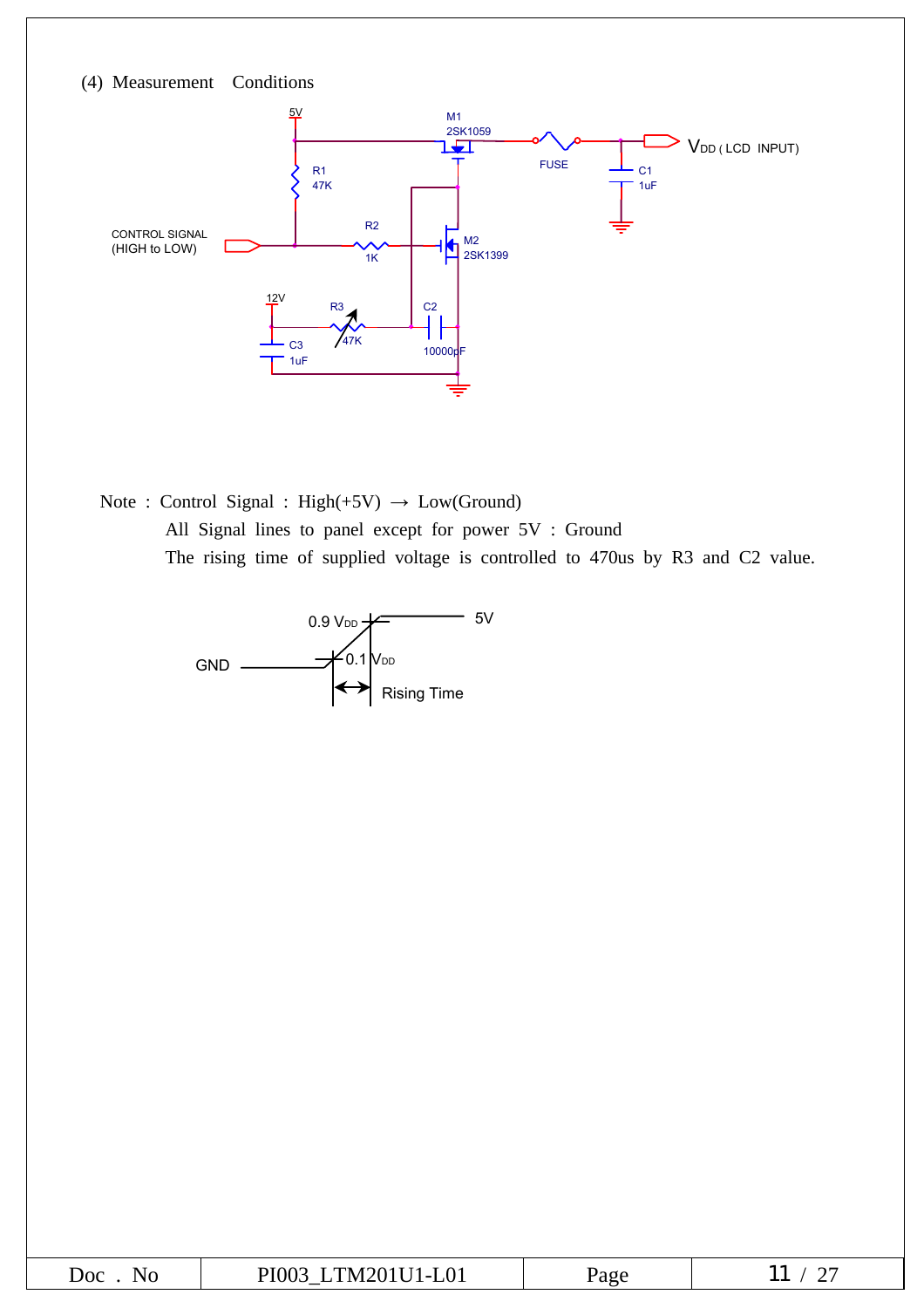(4) Measurement Conditions

5V

M1
2SK1059

FUSE

$V_{DD}$ ( LCD INPUT)

R1
47K

C1
1uF

CONTROL SIGNAL
(HIGH to LOW)

R2
1K

M2
2SK1399

12V

R3
47K

C2
10000pF

C3
1uF

Note : Control Signal : High(+5V) → Low(Ground)

All Signal lines to panel except for power 5V : Ground

The rising time of supplied voltage is controlled to 470us by R3 and C2 value.

0.9 $V_{DD}$

5V

GND

0.1 $V_{DD}$

Rising Time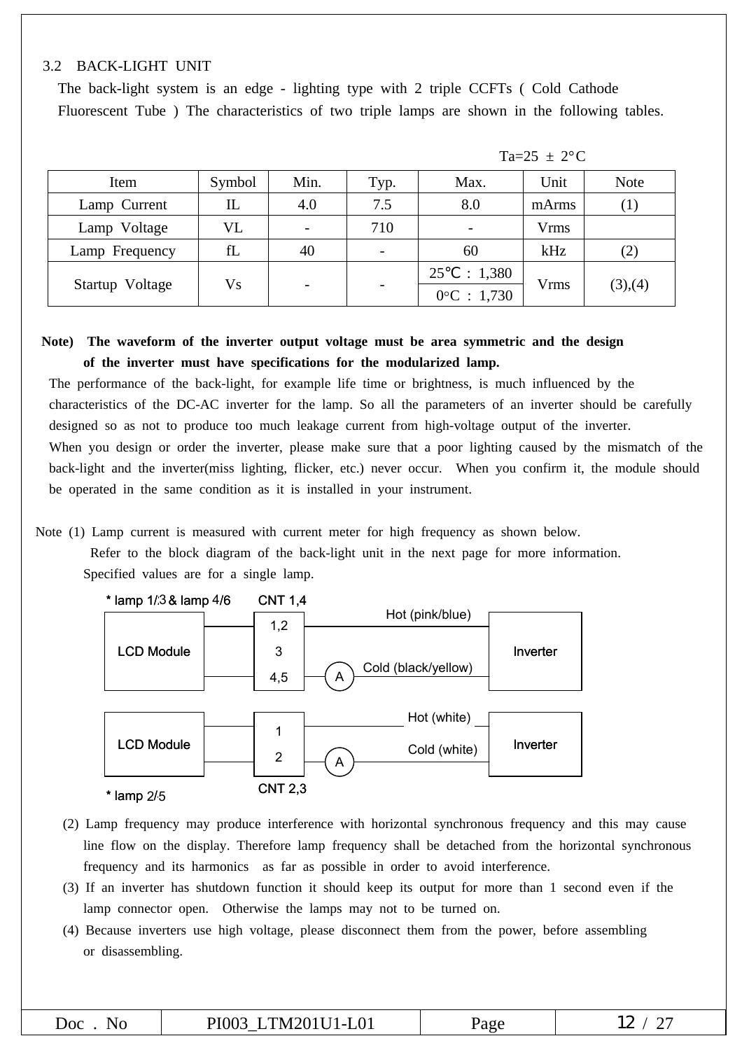## 3.2 BACK-LIGHT UNIT

The back-light system is an edge - lighting type with 2 triple CCFTs ( Cold Cathode Fluorescent Tube ) The characteristics of two triple lamps are shown in the following tables.

Ta=25 ± 2°C

| Item | Symbol | Min. | Typ. | Max. | Unit | Note |
|---|---|---|---|---|---|---|
| Lamp Current | IL | 4.0 | 7.5 | 8.0 | mArms | (1) |
| Lamp Voltage | VL | - | 710 | - | Vrms | |
| Lamp Frequency | fL | 40 | - | 60 | kHz | (2) |
| Startup Voltage | Vs | - | - | 25℃ : 1,380 / 0°C : 1,730 | Vrms | (3),(4) |

**Note) The waveform of the inverter output voltage must be area symmetric and the design of the inverter must have specifications for the modularized lamp.**

The performance of the back-light, for example life time or brightness, is much influenced by the characteristics of the DC-AC inverter for the lamp. So all the parameters of an inverter should be carefully designed so as not to produce too much leakage current from high-voltage output of the inverter.
When you design or order the inverter, please make sure that a poor lighting caused by the mismatch of the back-light and the inverter(miss lighting, flicker, etc.) never occur. When you confirm it, the module should be operated in the same condition as it is installed in your instrument.

Note (1) Lamp current is measured with current meter for high frequency as shown below.
Refer to the block diagram of the back-light unit in the next page for more information.
Specified values are for a single lamp.

* lamp 1/3 & lamp 4/6 — CNT 1,4 (1,2 / 3 / 4,5) — LCD Module — Hot (pink/blue) — Cold (black/yellow) — A — Inverter

* lamp 2/5 — CNT 2,3 (1 / 2) — LCD Module — Hot (white) — Cold (white) — A — Inverter

(2) Lamp frequency may produce interference with horizontal synchronous frequency and this may cause line flow on the display. Therefore lamp frequency shall be detached from the horizontal synchronous frequency and its harmonics as far as possible in order to avoid interference.

(3) If an inverter has shutdown function it should keep its output for more than 1 second even if the lamp connector open. Otherwise the lamps may not to be turned on.

(4) Because inverters use high voltage, please disconnect them from the power, before assembling or disassembling.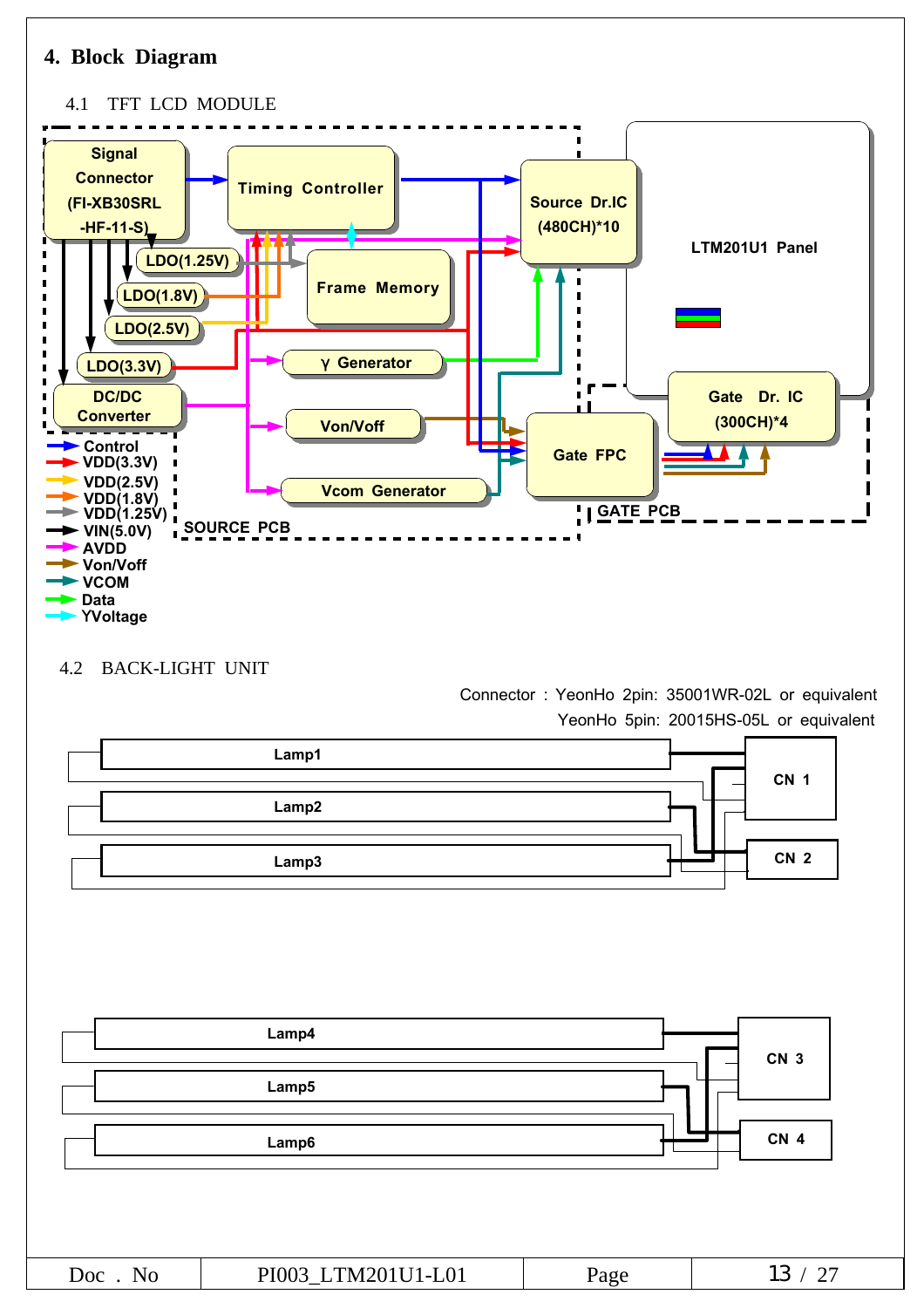## 4. Block Diagram

### 4.1 TFT LCD MODULE

Signal Connector (FI-XB30SRL -HF-11-S)

Timing Controller

Source Dr.IC (480CH)*10

LTM201U1 Panel

LDO(1.25V)

LDO(1.8V)

LDO(2.5V)

LDO(3.3V)

Frame Memory

γ Generator

DC/DC Converter

Von/Voff

Vcom Generator

Gate FPC

Gate Dr. IC (300CH)*4

SOURCE PCB

GATE PCB

- Control
- VDD(3.3V)
- VDD(2.5V)
- VDD(1.8V)
- VDD(1.25V)
- VIN(5.0V)
- AVDD
- Von/Voff
- VCOM
- Data
- YVoltage

### 4.2 BACK-LIGHT UNIT

Connector : YeonHo 2pin: 35001WR-02L or equivalent
YeonHo 5pin: 20015HS-05L or equivalent

Lamp1, Lamp2, Lamp3 — CN 1, CN 2

Lamp4, Lamp5, Lamp6 — CN 3, CN 4

| Doc . No | PI003_LTM201U1-L01 | Page | 13 / 27 |
|---|---|---|---|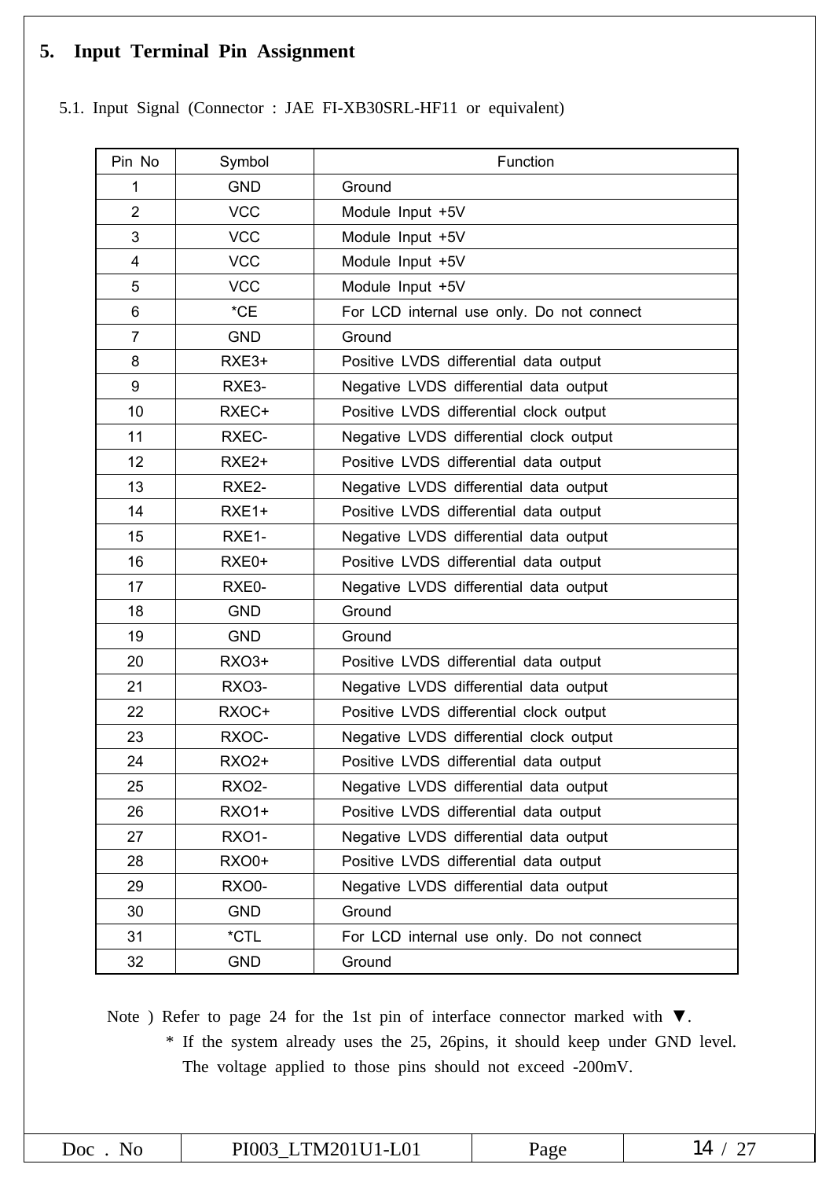## 5. Input Terminal Pin Assignment

### 5.1. Input Signal (Connector : JAE FI-XB30SRL-HF11 or equivalent)

| Pin No | Symbol | Function |
|---|---|---|
| 1 | GND | Ground |
| 2 | VCC | Module Input +5V |
| 3 | VCC | Module Input +5V |
| 4 | VCC | Module Input +5V |
| 5 | VCC | Module Input +5V |
| 6 | *CE | For LCD internal use only. Do not connect |
| 7 | GND | Ground |
| 8 | RXE3+ | Positive LVDS differential data output |
| 9 | RXE3- | Negative LVDS differential data output |
| 10 | RXEC+ | Positive LVDS differential clock output |
| 11 | RXEC- | Negative LVDS differential clock output |
| 12 | RXE2+ | Positive LVDS differential data output |
| 13 | RXE2- | Negative LVDS differential data output |
| 14 | RXE1+ | Positive LVDS differential data output |
| 15 | RXE1- | Negative LVDS differential data output |
| 16 | RXE0+ | Positive LVDS differential data output |
| 17 | RXE0- | Negative LVDS differential data output |
| 18 | GND | Ground |
| 19 | GND | Ground |
| 20 | RXO3+ | Positive LVDS differential data output |
| 21 | RXO3- | Negative LVDS differential data output |
| 22 | RXOC+ | Positive LVDS differential clock output |
| 23 | RXOC- | Negative LVDS differential clock output |
| 24 | RXO2+ | Positive LVDS differential data output |
| 25 | RXO2- | Negative LVDS differential data output |
| 26 | RXO1+ | Positive LVDS differential data output |
| 27 | RXO1- | Negative LVDS differential data output |
| 28 | RXO0+ | Positive LVDS differential data output |
| 29 | RXO0- | Negative LVDS differential data output |
| 30 | GND | Ground |
| 31 | *CTL | For LCD internal use only. Do not connect |
| 32 | GND | Ground |

Note ) Refer to page 24 for the 1st pin of interface connector marked with ▼.

* If the system already uses the 25, 26pins, it should keep under GND level. The voltage applied to those pins should not exceed -200mV.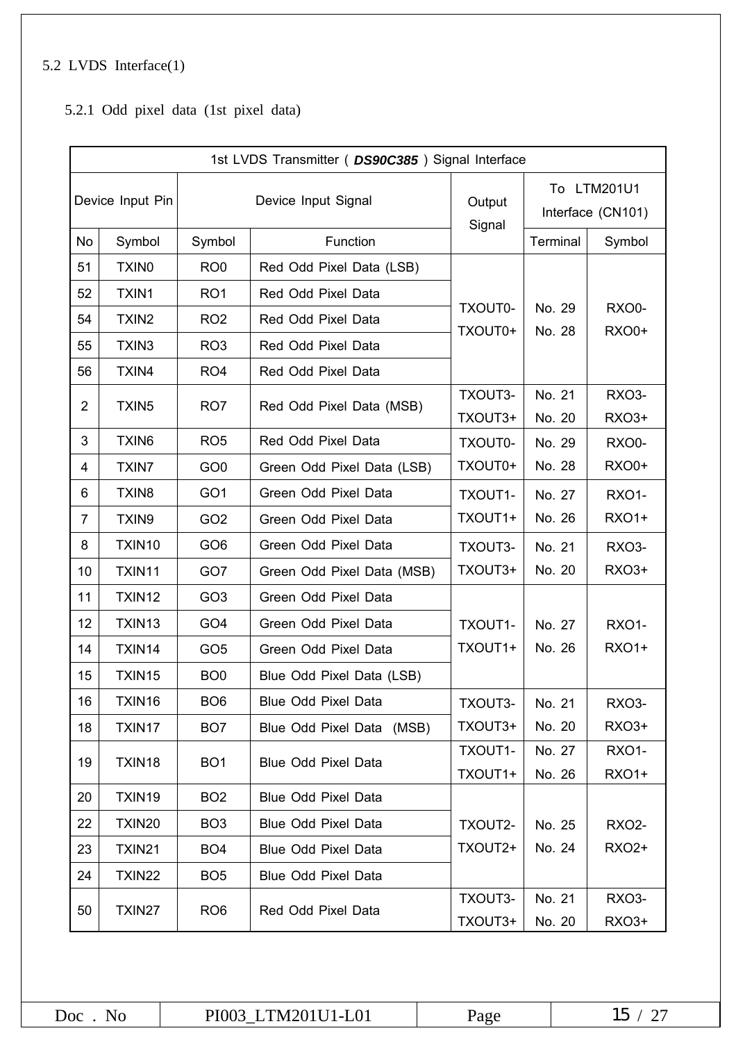## 5.2 LVDS Interface(1)

### 5.2.1 Odd pixel data (1st pixel data)

| 1st LVDS Transmitter ( ***DS90C385*** ) Signal Interface | | | | | | |
|---|---|---|---|---|---|---|
| Device Input Pin | | Device Input Signal | | Output Signal | To LTM201U1 Interface (CN101) | |
| No | Symbol | Symbol | Function | | Terminal | Symbol |
| 51 | TXIN0 | RO0 | Red Odd Pixel Data (LSB) | TXOUT0- TXOUT0+ | No. 29 No. 28 | RXO0- RXO0+ |
| 52 | TXIN1 | RO1 | Red Odd Pixel Data | | | |
| 54 | TXIN2 | RO2 | Red Odd Pixel Data | | | |
| 55 | TXIN3 | RO3 | Red Odd Pixel Data | | | |
| 56 | TXIN4 | RO4 | Red Odd Pixel Data | | | |
| 2 | TXIN5 | RO7 | Red Odd Pixel Data (MSB) | TXOUT3- TXOUT3+ | No. 21 No. 20 | RXO3- RXO3+ |
| 3 | TXIN6 | RO5 | Red Odd Pixel Data | TXOUT0- TXOUT0+ | No. 29 No. 28 | RXO0- RXO0+ |
| 4 | TXIN7 | GO0 | Green Odd Pixel Data (LSB) | | | |
| 6 | TXIN8 | GO1 | Green Odd Pixel Data | TXOUT1- TXOUT1+ | No. 27 No. 26 | RXO1- RXO1+ |
| 7 | TXIN9 | GO2 | Green Odd Pixel Data | | | |
| 8 | TXIN10 | GO6 | Green Odd Pixel Data | TXOUT3- TXOUT3+ | No. 21 No. 20 | RXO3- RXO3+ |
| 10 | TXIN11 | GO7 | Green Odd Pixel Data (MSB) | | | |
| 11 | TXIN12 | GO3 | Green Odd Pixel Data | TXOUT1- TXOUT1+ | No. 27 No. 26 | RXO1- RXO1+ |
| 12 | TXIN13 | GO4 | Green Odd Pixel Data | | | |
| 14 | TXIN14 | GO5 | Green Odd Pixel Data | | | |
| 15 | TXIN15 | BO0 | Blue Odd Pixel Data (LSB) | | | |
| 16 | TXIN16 | BO6 | Blue Odd Pixel Data | TXOUT3- TXOUT3+ | No. 21 No. 20 | RXO3- RXO3+ |
| 18 | TXIN17 | BO7 | Blue Odd Pixel Data (MSB) | | | |
| 19 | TXIN18 | BO1 | Blue Odd Pixel Data | TXOUT1- TXOUT1+ | No. 27 No. 26 | RXO1- RXO1+ |
| 20 | TXIN19 | BO2 | Blue Odd Pixel Data | TXOUT2- TXOUT2+ | No. 25 No. 24 | RXO2- RXO2+ |
| 22 | TXIN20 | BO3 | Blue Odd Pixel Data | | | |
| 23 | TXIN21 | BO4 | Blue Odd Pixel Data | | | |
| 24 | TXIN22 | BO5 | Blue Odd Pixel Data | | | |
| 50 | TXIN27 | RO6 | Red Odd Pixel Data | TXOUT3- TXOUT3+ | No. 21 No. 20 | RXO3- RXO3+ |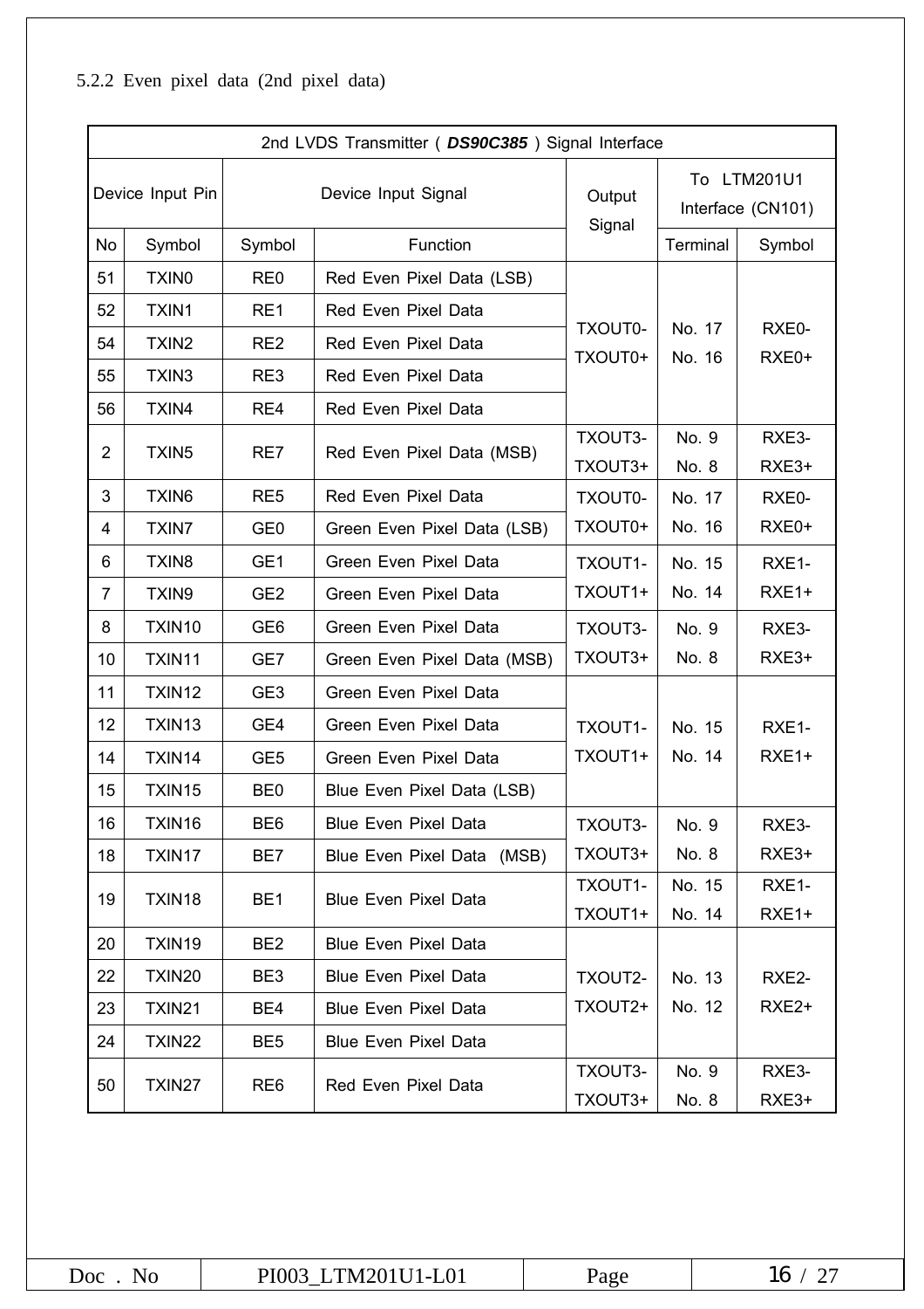5.2.2 Even pixel data (2nd pixel data)

| 2nd LVDS Transmitter ( ***DS90C385*** ) Signal Interface | | | | | | |
|---|---|---|---|---|---|---|
| Device Input Pin | | Device Input Signal | | Output Signal | To LTM201U1 Interface (CN101) | |
| No | Symbol | Symbol | Function | | Terminal | Symbol |
| 51 | TXIN0 | RE0 | Red Even Pixel Data (LSB) | TXOUT0- TXOUT0+ | No. 17 No. 16 | RXE0- RXE0+ |
| 52 | TXIN1 | RE1 | Red Even Pixel Data | | | |
| 54 | TXIN2 | RE2 | Red Even Pixel Data | | | |
| 55 | TXIN3 | RE3 | Red Even Pixel Data | | | |
| 56 | TXIN4 | RE4 | Red Even Pixel Data | | | |
| 2 | TXIN5 | RE7 | Red Even Pixel Data (MSB) | TXOUT3- TXOUT3+ | No. 9 No. 8 | RXE3- RXE3+ |
| 3 | TXIN6 | RE5 | Red Even Pixel Data | TXOUT0- TXOUT0+ | No. 17 No. 16 | RXE0- RXE0+ |
| 4 | TXIN7 | GE0 | Green Even Pixel Data (LSB) | | | |
| 6 | TXIN8 | GE1 | Green Even Pixel Data | TXOUT1- TXOUT1+ | No. 15 No. 14 | RXE1- RXE1+ |
| 7 | TXIN9 | GE2 | Green Even Pixel Data | | | |
| 8 | TXIN10 | GE6 | Green Even Pixel Data | TXOUT3- TXOUT3+ | No. 9 No. 8 | RXE3- RXE3+ |
| 10 | TXIN11 | GE7 | Green Even Pixel Data (MSB) | | | |
| 11 | TXIN12 | GE3 | Green Even Pixel Data | TXOUT1- TXOUT1+ | No. 15 No. 14 | RXE1- RXE1+ |
| 12 | TXIN13 | GE4 | Green Even Pixel Data | | | |
| 14 | TXIN14 | GE5 | Green Even Pixel Data | | | |
| 15 | TXIN15 | BE0 | Blue Even Pixel Data (LSB) | | | |
| 16 | TXIN16 | BE6 | Blue Even Pixel Data | TXOUT3- TXOUT3+ | No. 9 No. 8 | RXE3- RXE3+ |
| 18 | TXIN17 | BE7 | Blue Even Pixel Data (MSB) | | | |
| 19 | TXIN18 | BE1 | Blue Even Pixel Data | TXOUT1- TXOUT1+ | No. 15 No. 14 | RXE1- RXE1+ |
| 20 | TXIN19 | BE2 | Blue Even Pixel Data | TXOUT2- TXOUT2+ | No. 13 No. 12 | RXE2- RXE2+ |
| 22 | TXIN20 | BE3 | Blue Even Pixel Data | | | |
| 23 | TXIN21 | BE4 | Blue Even Pixel Data | | | |
| 24 | TXIN22 | BE5 | Blue Even Pixel Data | | | |
| 50 | TXIN27 | RE6 | Red Even Pixel Data | TXOUT3- TXOUT3+ | No. 9 No. 8 | RXE3- RXE3+ |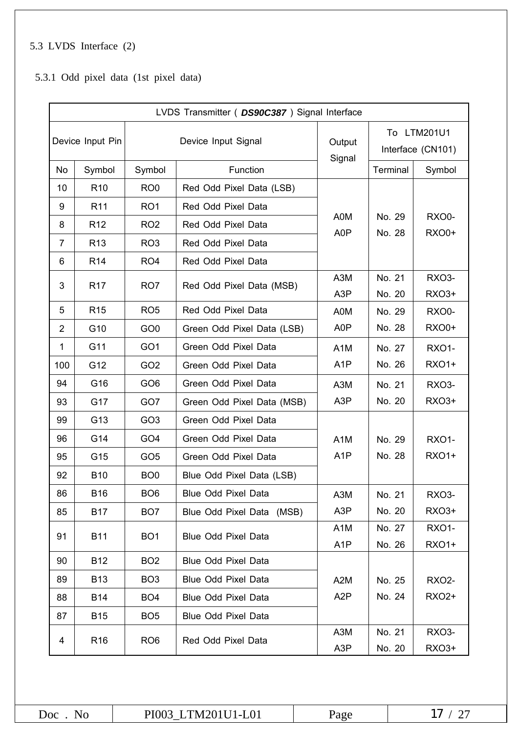### 5.3 LVDS Interface (2)

#### 5.3.1 Odd pixel data (1st pixel data)

| LVDS Transmitter ( ***DS90C387*** ) Signal Interface | | | | | | |
|---|---|---|---|---|---|---|
| Device Input Pin | | Device Input Signal | | Output Signal | To LTM201U1 Interface (CN101) | |
| No | Symbol | Symbol | Function | | Terminal | Symbol |
| 10 | R10 | RO0 | Red Odd Pixel Data (LSB) | A0M A0P | No. 29 No. 28 | RXO0- RXO0+ |
| 9 | R11 | RO1 | Red Odd Pixel Data | | | |
| 8 | R12 | RO2 | Red Odd Pixel Data | | | |
| 7 | R13 | RO3 | Red Odd Pixel Data | | | |
| 6 | R14 | RO4 | Red Odd Pixel Data | | | |
| 3 | R17 | RO7 | Red Odd Pixel Data (MSB) | A3M A3P | No. 21 No. 20 | RXO3- RXO3+ |
| 5 | R15 | RO5 | Red Odd Pixel Data | A0M A0P | No. 29 No. 28 | RXO0- RXO0+ |
| 2 | G10 | GO0 | Green Odd Pixel Data (LSB) | | | |
| 1 | G11 | GO1 | Green Odd Pixel Data | A1M A1P | No. 27 No. 26 | RXO1- RXO1+ |
| 100 | G12 | GO2 | Green Odd Pixel Data | | | |
| 94 | G16 | GO6 | Green Odd Pixel Data | A3M A3P | No. 21 No. 20 | RXO3- RXO3+ |
| 93 | G17 | GO7 | Green Odd Pixel Data (MSB) | | | |
| 99 | G13 | GO3 | Green Odd Pixel Data | A1M A1P | No. 29 No. 28 | RXO1- RXO1+ |
| 96 | G14 | GO4 | Green Odd Pixel Data | | | |
| 95 | G15 | GO5 | Green Odd Pixel Data | | | |
| 92 | B10 | BO0 | Blue Odd Pixel Data (LSB) | | | |
| 86 | B16 | BO6 | Blue Odd Pixel Data | A3M A3P | No. 21 No. 20 | RXO3- RXO3+ |
| 85 | B17 | BO7 | Blue Odd Pixel Data (MSB) | | | |
| 91 | B11 | BO1 | Blue Odd Pixel Data | A1M A1P | No. 27 No. 26 | RXO1- RXO1+ |
| 90 | B12 | BO2 | Blue Odd Pixel Data | A2M A2P | No. 25 No. 24 | RXO2- RXO2+ |
| 89 | B13 | BO3 | Blue Odd Pixel Data | | | |
| 88 | B14 | BO4 | Blue Odd Pixel Data | | | |
| 87 | B15 | BO5 | Blue Odd Pixel Data | | | |
| 4 | R16 | RO6 | Red Odd Pixel Data | A3M A3P | No. 21 No. 20 | RXO3- RXO3+ |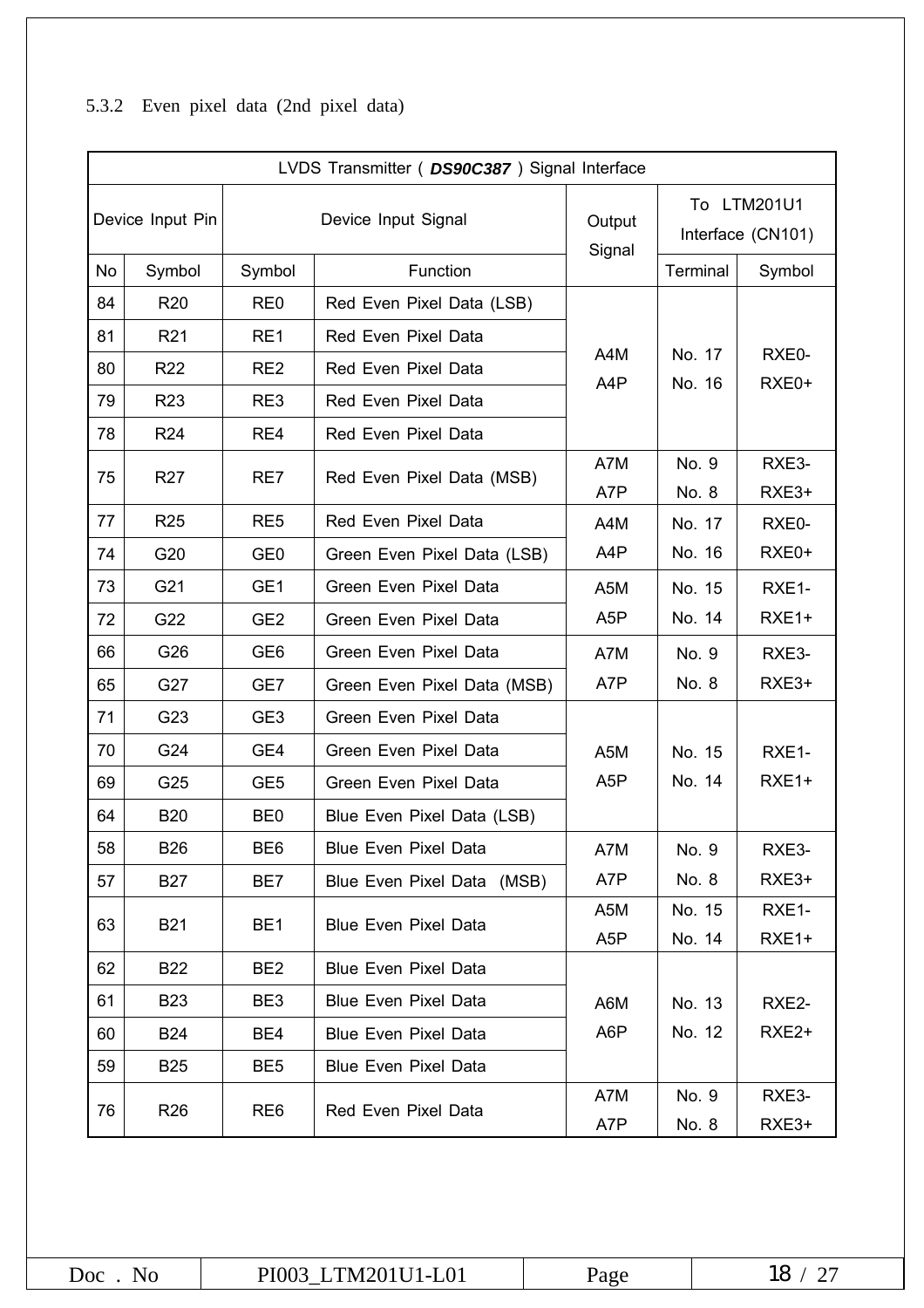### 5.3.2 Even pixel data (2nd pixel data)

| LVDS Transmitter ( ***DS90C387*** ) Signal Interface | | | | | | |
|---|---|---|---|---|---|---|
| Device Input Pin | | Device Input Signal | | Output Signal | To LTM201U1 Interface (CN101) | |
| No | Symbol | Symbol | Function | | Terminal | Symbol |
| 84 | R20 | RE0 | Red Even Pixel Data (LSB) | A4M A4P | No. 17 No. 16 | RXE0- RXE0+ |
| 81 | R21 | RE1 | Red Even Pixel Data | | | |
| 80 | R22 | RE2 | Red Even Pixel Data | | | |
| 79 | R23 | RE3 | Red Even Pixel Data | | | |
| 78 | R24 | RE4 | Red Even Pixel Data | | | |
| 75 | R27 | RE7 | Red Even Pixel Data (MSB) | A7M A7P | No. 9 No. 8 | RXE3- RXE3+ |
| 77 | R25 | RE5 | Red Even Pixel Data | A4M A4P | No. 17 No. 16 | RXE0- RXE0+ |
| 74 | G20 | GE0 | Green Even Pixel Data (LSB) | | | |
| 73 | G21 | GE1 | Green Even Pixel Data | A5M A5P | No. 15 No. 14 | RXE1- RXE1+ |
| 72 | G22 | GE2 | Green Even Pixel Data | | | |
| 66 | G26 | GE6 | Green Even Pixel Data | A7M A7P | No. 9 No. 8 | RXE3- RXE3+ |
| 65 | G27 | GE7 | Green Even Pixel Data (MSB) | | | |
| 71 | G23 | GE3 | Green Even Pixel Data | A5M A5P | No. 15 No. 14 | RXE1- RXE1+ |
| 70 | G24 | GE4 | Green Even Pixel Data | | | |
| 69 | G25 | GE5 | Green Even Pixel Data | | | |
| 64 | B20 | BE0 | Blue Even Pixel Data (LSB) | | | |
| 58 | B26 | BE6 | Blue Even Pixel Data | A7M A7P | No. 9 No. 8 | RXE3- RXE3+ |
| 57 | B27 | BE7 | Blue Even Pixel Data (MSB) | | | |
| 63 | B21 | BE1 | Blue Even Pixel Data | A5M A5P | No. 15 No. 14 | RXE1- RXE1+ |
| 62 | B22 | BE2 | Blue Even Pixel Data | A6M A6P | No. 13 No. 12 | RXE2- RXE2+ |
| 61 | B23 | BE3 | Blue Even Pixel Data | | | |
| 60 | B24 | BE4 | Blue Even Pixel Data | | | |
| 59 | B25 | BE5 | Blue Even Pixel Data | | | |
| 76 | R26 | RE6 | Red Even Pixel Data | A7M A7P | No. 9 No. 8 | RXE3- RXE3+ |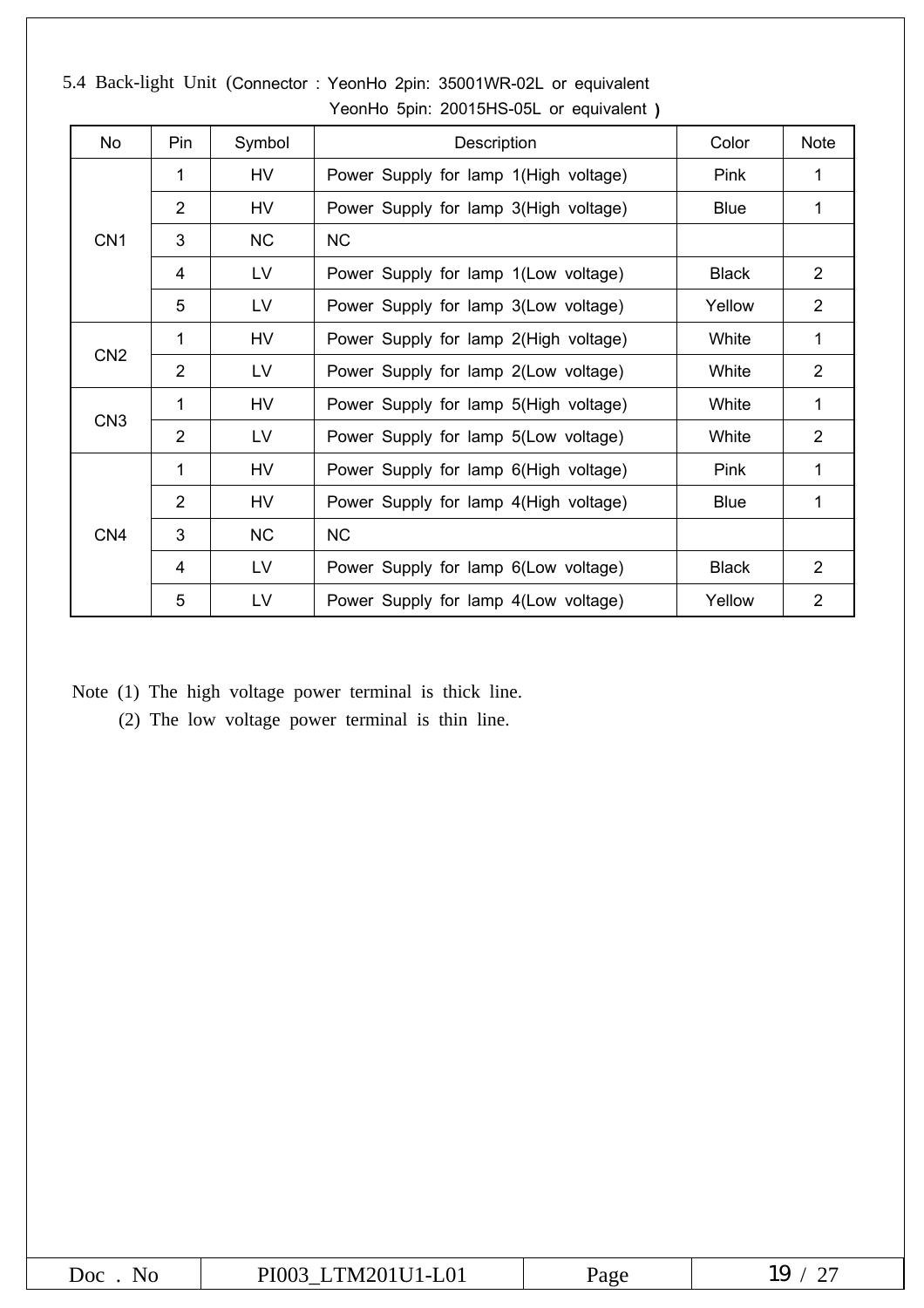### 5.4 Back-light Unit (Connector : YeonHo 2pin: 35001WR-02L or equivalent YeonHo 5pin: 20015HS-05L or equivalent )

| No | Pin | Symbol | Description | Color | Note |
|---|---|---|---|---|---|
| CN1 | 1 | HV | Power Supply for lamp 1(High voltage) | Pink | 1 |
| | 2 | HV | Power Supply for lamp 3(High voltage) | Blue | 1 |
| | 3 | NC | NC | | |
| | 4 | LV | Power Supply for lamp 1(Low voltage) | Black | 2 |
| | 5 | LV | Power Supply for lamp 3(Low voltage) | Yellow | 2 |
| CN2 | 1 | HV | Power Supply for lamp 2(High voltage) | White | 1 |
| | 2 | LV | Power Supply for lamp 2(Low voltage) | White | 2 |
| CN3 | 1 | HV | Power Supply for lamp 5(High voltage) | White | 1 |
| | 2 | LV | Power Supply for lamp 5(Low voltage) | White | 2 |
| CN4 | 1 | HV | Power Supply for lamp 6(High voltage) | Pink | 1 |
| | 2 | HV | Power Supply for lamp 4(High voltage) | Blue | 1 |
| | 3 | NC | NC | | |
| | 4 | LV | Power Supply for lamp 6(Low voltage) | Black | 2 |
| | 5 | LV | Power Supply for lamp 4(Low voltage) | Yellow | 2 |

Note (1) The high voltage power terminal is thick line.

(2) The low voltage power terminal is thin line.

| Doc . No | PI003_LTM201U1-L01 | Page | 19 / 27 |
|---|---|---|---|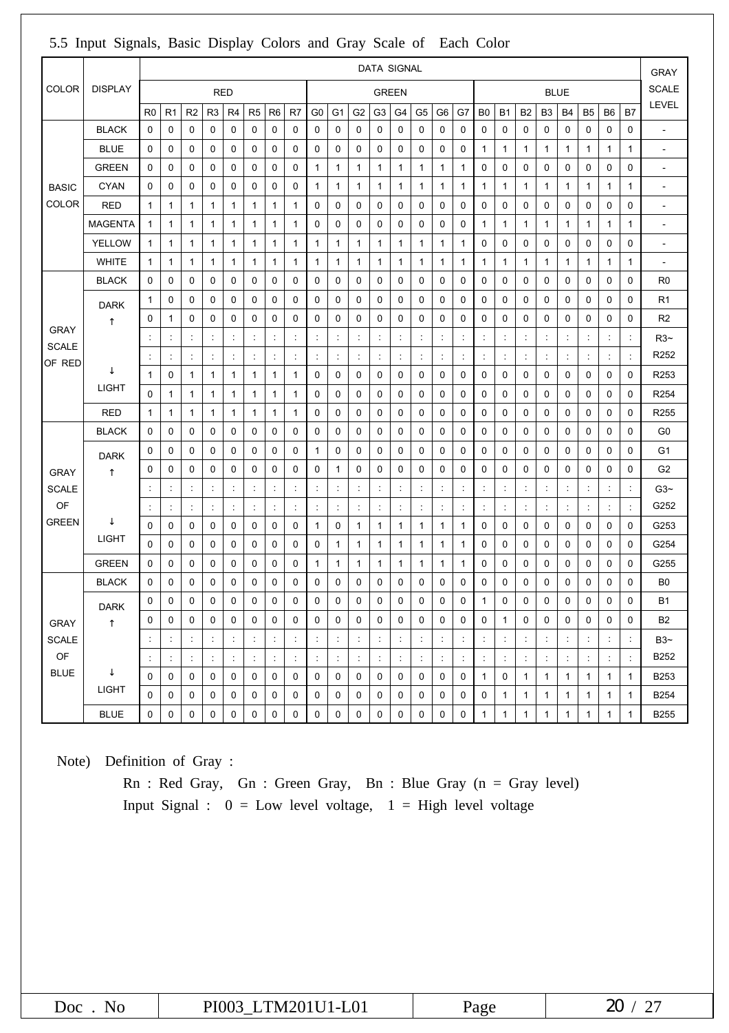## 5.5 Input Signals, Basic Display Colors and Gray Scale of Each Color

| COLOR | DISPLAY | DATA SIGNAL | | | | | | | | | | | | | | | | | | | | | | | | GRAY SCALE LEVEL |
|---|---|---|---|---|---|---|---|---|---|---|---|---|---|---|---|---|---|---|---|---|---|---|---|---|---|---|
| | | RED | | | | | | | | GREEN | | | | | | | | BLUE | | | | | | | | |
| | | R0 | R1 | R2 | R3 | R4 | R5 | R6 | R7 | G0 | G1 | G2 | G3 | G4 | G5 | G6 | G7 | B0 | B1 | B2 | B3 | B4 | B5 | B6 | B7 | |
| BASIC COLOR | BLACK | 0 | 0 | 0 | 0 | 0 | 0 | 0 | 0 | 0 | 0 | 0 | 0 | 0 | 0 | 0 | 0 | 0 | 0 | 0 | 0 | 0 | 0 | 0 | 0 | - |
| | BLUE | 0 | 0 | 0 | 0 | 0 | 0 | 0 | 0 | 0 | 0 | 0 | 0 | 0 | 0 | 0 | 0 | 1 | 1 | 1 | 1 | 1 | 1 | 1 | 1 | - |
| | GREEN | 0 | 0 | 0 | 0 | 0 | 0 | 0 | 0 | 1 | 1 | 1 | 1 | 1 | 1 | 1 | 1 | 0 | 0 | 0 | 0 | 0 | 0 | 0 | 0 | - |
| | CYAN | 0 | 0 | 0 | 0 | 0 | 0 | 0 | 0 | 1 | 1 | 1 | 1 | 1 | 1 | 1 | 1 | 1 | 1 | 1 | 1 | 1 | 1 | 1 | 1 | - |
| | RED | 1 | 1 | 1 | 1 | 1 | 1 | 1 | 1 | 0 | 0 | 0 | 0 | 0 | 0 | 0 | 0 | 0 | 0 | 0 | 0 | 0 | 0 | 0 | 0 | - |
| | MAGENTA | 1 | 1 | 1 | 1 | 1 | 1 | 1 | 1 | 0 | 0 | 0 | 0 | 0 | 0 | 0 | 0 | 1 | 1 | 1 | 1 | 1 | 1 | 1 | 1 | - |
| | YELLOW | 1 | 1 | 1 | 1 | 1 | 1 | 1 | 1 | 1 | 1 | 1 | 1 | 1 | 1 | 1 | 1 | 0 | 0 | 0 | 0 | 0 | 0 | 0 | 0 | - |
| | WHITE | 1 | 1 | 1 | 1 | 1 | 1 | 1 | 1 | 1 | 1 | 1 | 1 | 1 | 1 | 1 | 1 | 1 | 1 | 1 | 1 | 1 | 1 | 1 | 1 | - |
| GRAY SCALE OF RED | BLACK | 0 | 0 | 0 | 0 | 0 | 0 | 0 | 0 | 0 | 0 | 0 | 0 | 0 | 0 | 0 | 0 | 0 | 0 | 0 | 0 | 0 | 0 | 0 | 0 | R0 |
| | DARK | 1 | 0 | 0 | 0 | 0 | 0 | 0 | 0 | 0 | 0 | 0 | 0 | 0 | 0 | 0 | 0 | 0 | 0 | 0 | 0 | 0 | 0 | 0 | 0 | R1 |
| | ↑ | 0 | 1 | 0 | 0 | 0 | 0 | 0 | 0 | 0 | 0 | 0 | 0 | 0 | 0 | 0 | 0 | 0 | 0 | 0 | 0 | 0 | 0 | 0 | 0 | R2 |
| | | : | : | : | : | : | : | : | : | : | : | : | : | : | : | : | : | : | : | : | : | : | : | : | : | R3~ |
| | | : | : | : | : | : | : | : | : | : | : | : | : | : | : | : | : | : | : | : | : | : | : | : | : | R252 |
| | ↓ | 1 | 0 | 1 | 1 | 1 | 1 | 1 | 1 | 0 | 0 | 0 | 0 | 0 | 0 | 0 | 0 | 0 | 0 | 0 | 0 | 0 | 0 | 0 | 0 | R253 |
| | LIGHT | 0 | 1 | 1 | 1 | 1 | 1 | 1 | 1 | 0 | 0 | 0 | 0 | 0 | 0 | 0 | 0 | 0 | 0 | 0 | 0 | 0 | 0 | 0 | 0 | R254 |
| | RED | 1 | 1 | 1 | 1 | 1 | 1 | 1 | 1 | 0 | 0 | 0 | 0 | 0 | 0 | 0 | 0 | 0 | 0 | 0 | 0 | 0 | 0 | 0 | 0 | R255 |
| GRAY SCALE OF GREEN | BLACK | 0 | 0 | 0 | 0 | 0 | 0 | 0 | 0 | 0 | 0 | 0 | 0 | 0 | 0 | 0 | 0 | 0 | 0 | 0 | 0 | 0 | 0 | 0 | 0 | G0 |
| | DARK | 0 | 0 | 0 | 0 | 0 | 0 | 0 | 0 | 1 | 0 | 0 | 0 | 0 | 0 | 0 | 0 | 0 | 0 | 0 | 0 | 0 | 0 | 0 | 0 | G1 |
| | ↑ | 0 | 0 | 0 | 0 | 0 | 0 | 0 | 0 | 0 | 1 | 0 | 0 | 0 | 0 | 0 | 0 | 0 | 0 | 0 | 0 | 0 | 0 | 0 | 0 | G2 |
| | | : | : | : | : | : | : | : | : | : | : | : | : | : | : | : | : | : | : | : | : | : | : | : | : | G3~ |
| | | : | : | : | : | : | : | : | : | : | : | : | : | : | : | : | : | : | : | : | : | : | : | : | : | G252 |
| | ↓ | 0 | 0 | 0 | 0 | 0 | 0 | 0 | 0 | 1 | 0 | 1 | 1 | 1 | 1 | 1 | 1 | 0 | 0 | 0 | 0 | 0 | 0 | 0 | 0 | G253 |
| | LIGHT | 0 | 0 | 0 | 0 | 0 | 0 | 0 | 0 | 0 | 1 | 1 | 1 | 1 | 1 | 1 | 1 | 0 | 0 | 0 | 0 | 0 | 0 | 0 | 0 | G254 |
| | GREEN | 0 | 0 | 0 | 0 | 0 | 0 | 0 | 0 | 1 | 1 | 1 | 1 | 1 | 1 | 1 | 1 | 0 | 0 | 0 | 0 | 0 | 0 | 0 | 0 | G255 |
| GRAY SCALE OF BLUE | BLACK | 0 | 0 | 0 | 0 | 0 | 0 | 0 | 0 | 0 | 0 | 0 | 0 | 0 | 0 | 0 | 0 | 0 | 0 | 0 | 0 | 0 | 0 | 0 | 0 | B0 |
| | DARK | 0 | 0 | 0 | 0 | 0 | 0 | 0 | 0 | 0 | 0 | 0 | 0 | 0 | 0 | 0 | 0 | 1 | 0 | 0 | 0 | 0 | 0 | 0 | 0 | B1 |
| | ↑ | 0 | 0 | 0 | 0 | 0 | 0 | 0 | 0 | 0 | 0 | 0 | 0 | 0 | 0 | 0 | 0 | 0 | 1 | 0 | 0 | 0 | 0 | 0 | 0 | B2 |
| | | : | : | : | : | : | : | : | : | : | : | : | : | : | : | : | : | : | : | : | : | : | : | : | : | B3~ |
| | | : | : | : | : | : | : | : | : | : | : | : | : | : | : | : | : | : | : | : | : | : | : | : | : | B252 |
| | ↓ | 0 | 0 | 0 | 0 | 0 | 0 | 0 | 0 | 0 | 0 | 0 | 0 | 0 | 0 | 0 | 0 | 1 | 0 | 1 | 1 | 1 | 1 | 1 | 1 | B253 |
| | LIGHT | 0 | 0 | 0 | 0 | 0 | 0 | 0 | 0 | 0 | 0 | 0 | 0 | 0 | 0 | 0 | 0 | 0 | 1 | 1 | 1 | 1 | 1 | 1 | 1 | B254 |
| | BLUE | 0 | 0 | 0 | 0 | 0 | 0 | 0 | 0 | 0 | 0 | 0 | 0 | 0 | 0 | 0 | 0 | 1 | 1 | 1 | 1 | 1 | 1 | 1 | 1 | B255 |

Note) Definition of Gray :

Rn : Red Gray, Gn : Green Gray, Bn : Blue Gray (n = Gray level)

Input Signal : 0 = Low level voltage, 1 = High level voltage

| Doc . No | PI003_LTM201U1-L01 | Page | 20 / 27 |
|---|---|---|---|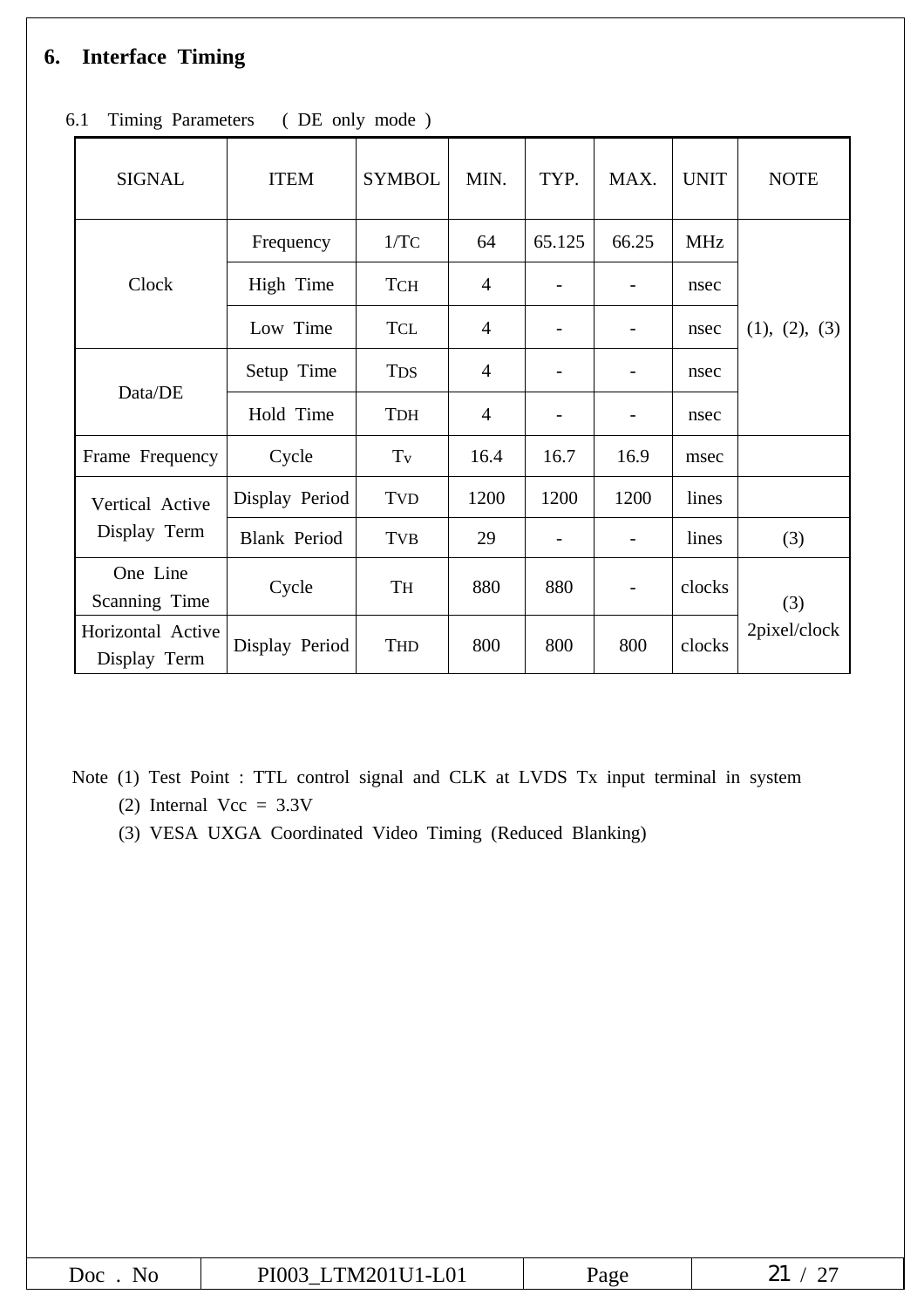## 6. Interface Timing

### 6.1 Timing Parameters ( DE only mode )

| SIGNAL | ITEM | SYMBOL | MIN. | TYP. | MAX. | UNIT | NOTE |
|---|---|---|---|---|---|---|---|
| Clock | Frequency | $1/T_C$ | 64 | 65.125 | 66.25 | MHz | (1), (2), (3) |
| | High Time | $T_{CH}$ | 4 | - | - | nsec | |
| | Low Time | $T_{CL}$ | 4 | - | - | nsec | |
| Data/DE | Setup Time | $T_{DS}$ | 4 | - | - | nsec | |
| | Hold Time | $T_{DH}$ | 4 | - | - | nsec | |
| Frame Frequency | Cycle | $T_V$ | 16.4 | 16.7 | 16.9 | msec | |
| Vertical Active Display Term | Display Period | $T_{VD}$ | 1200 | 1200 | 1200 | lines | |
| | Blank Period | $T_{VB}$ | 29 | - | - | lines | (3) |
| One Line Scanning Time | Cycle | $T_H$ | 880 | 880 | - | clocks | (3) 2pixel/clock |
| Horizontal Active Display Term | Display Period | $T_{HD}$ | 800 | 800 | 800 | clocks | |

Note (1) Test Point : TTL control signal and CLK at LVDS Tx input terminal in system
(2) Internal Vcc = 3.3V
(3) VESA UXGA Coordinated Video Timing (Reduced Blanking)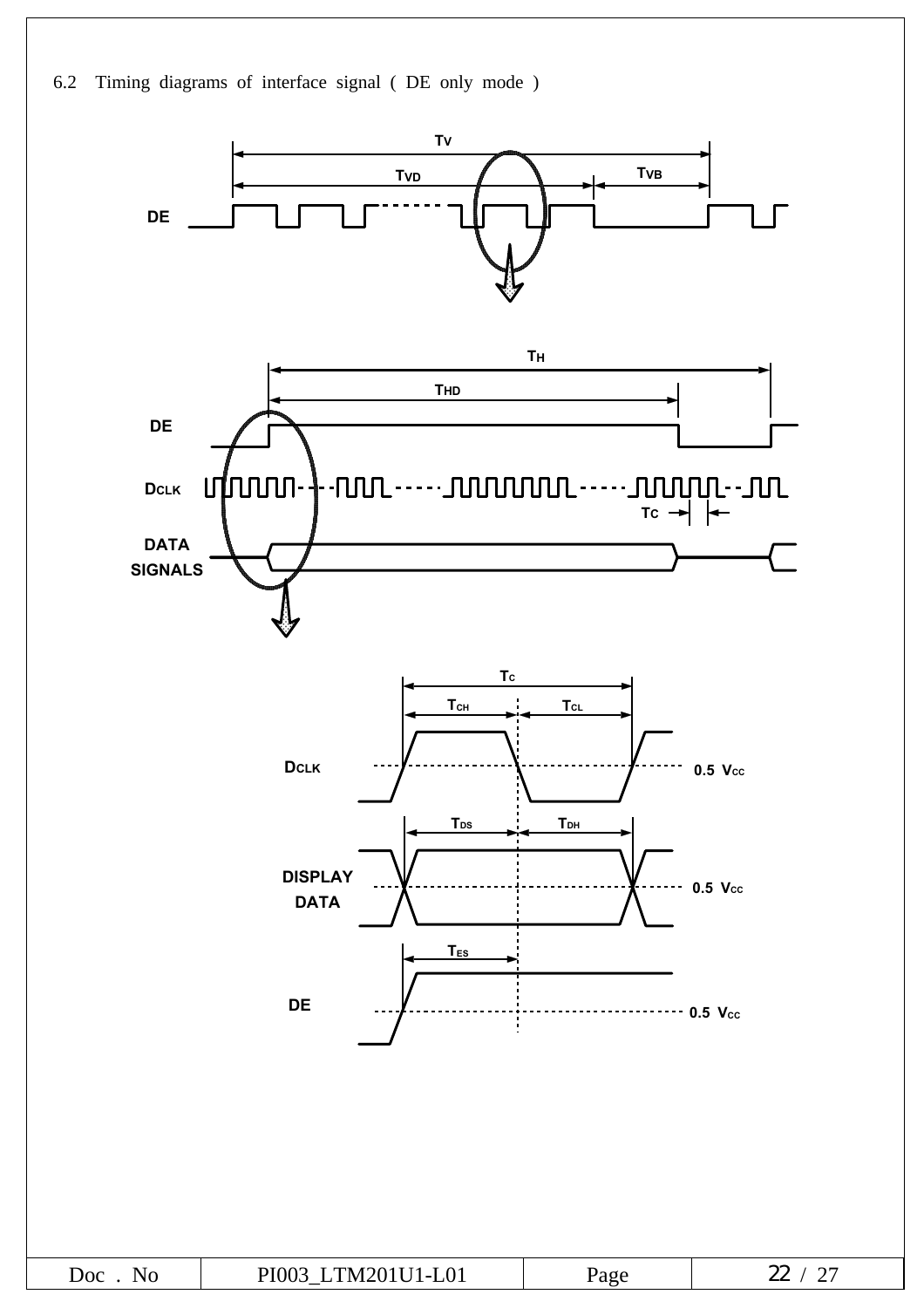6.2 Timing diagrams of interface signal ( DE only mode )

DE

$T_V$

$T_{VD}$

$T_{VB}$

DE

DCLK

DATA SIGNALS

$T_H$

$T_{HD}$

$T_C$

DCLK

DISPLAY DATA

DE

$T_C$

$T_{CH}$

$T_{CL}$

$T_{DS}$

$T_{DH}$

$T_{ES}$

0.5 $V_{CC}$

0.5 $V_{CC}$

0.5 $V_{CC}$

| Doc . No | PI003_LTM201U1-L01 | Page | 22 / 27 |
|---|---|---|---|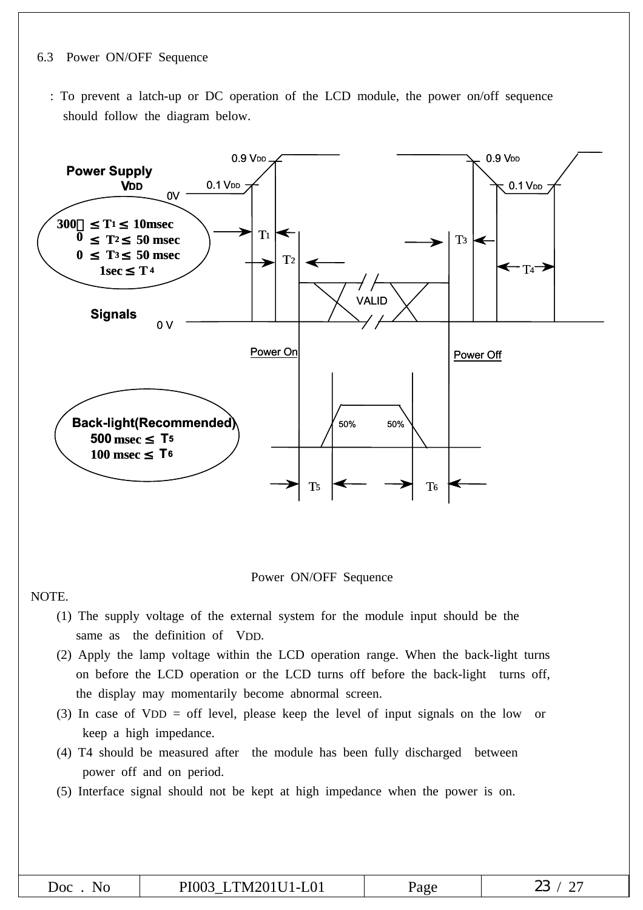6.3 Power ON/OFF Sequence

: To prevent a latch-up or DC operation of the LCD module, the power on/off sequence should follow the diagram below.

Power Supply $V_{DD}$

0.9 $V_{DD}$ / 0.1 $V_{DD}$ / 0V

300㎲ ≤ $T_1$ ≤ 10msec
0 ≤ $T_2$ ≤ 50 msec
0 ≤ $T_3$ ≤ 50 msec
1sec ≤ $T_4$

Signals 0 V — VALID — Power On / Power Off

Back-light(Recommended)
500 msec ≤ $T_5$
100 msec ≤ $T_6$

50% 50%

Power ON/OFF Sequence

NOTE.

(1) The supply voltage of the external system for the module input should be the same as the definition of VDD.

(2) Apply the lamp voltage within the LCD operation range. When the back-light turns on before the LCD operation or the LCD turns off before the back-light turns off, the display may momentarily become abnormal screen.

(3) In case of VDD = off level, please keep the level of input signals on the low or keep a high impedance.

(4) T4 should be measured after the module has been fully discharged between power off and on period.

(5) Interface signal should not be kept at high impedance when the power is on.

| Doc . No | PI003_LTM201U1-L01 | Page | 23 / 27 |
|---|---|---|---|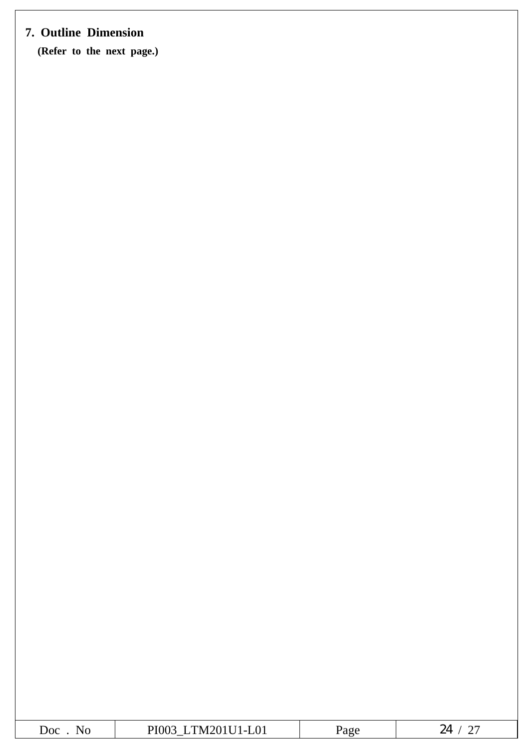## 7. Outline Dimension

**(Refer to the next page.)**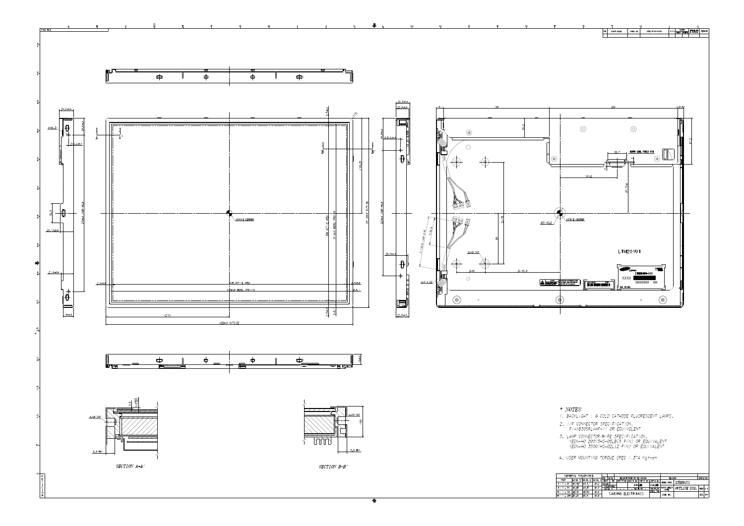\* NOTES

1. BACKLIGHT : 6 COLD CATHODE FLUORESCENT LAMPS.
2. I/F CONNECTOR SPECIFICATION.
   FI-XB30SRL-HF-11 OR EQUIVALENT
3. LAMP CONNECTOR/WIRE SPECIFICATION.
   YEON-HO 20015HS-05LB(5 PIN) OR EQUIVALENT
   YEON-HO 35001HS-02L(2 PIN) OR EQUIVALENT
4. USER MOUNTING TORQUE SPEC : 3~4 Kgf-cm

SECTION A-A'

SECTION B-B'

LTM201U1

SAMSUNG ELECTRONICS

OUTLINE DIM.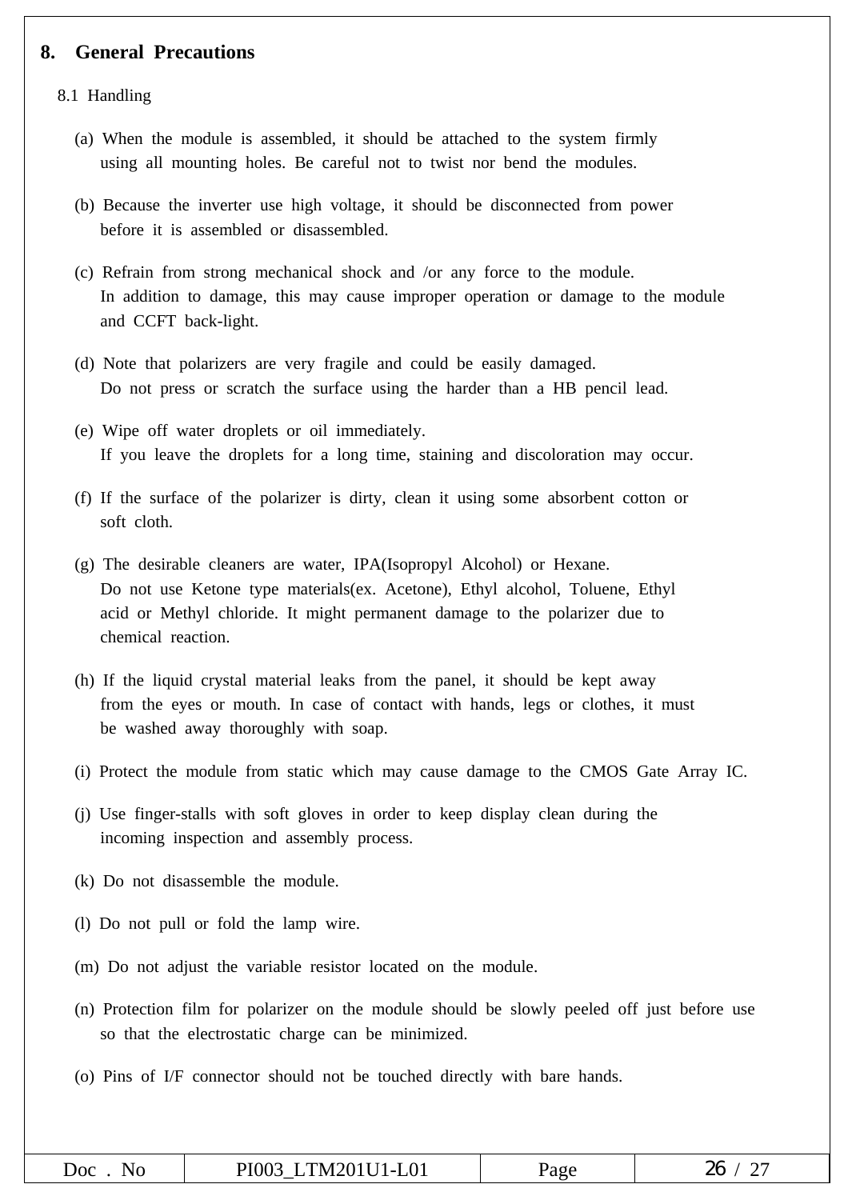## 8. General Precautions

### 8.1 Handling

(a) When the module is assembled, it should be attached to the system firmly using all mounting holes. Be careful not to twist nor bend the modules.

(b) Because the inverter use high voltage, it should be disconnected from power before it is assembled or disassembled.

(c) Refrain from strong mechanical shock and /or any force to the module. In addition to damage, this may cause improper operation or damage to the module and CCFT back-light.

(d) Note that polarizers are very fragile and could be easily damaged. Do not press or scratch the surface using the harder than a HB pencil lead.

(e) Wipe off water droplets or oil immediately. If you leave the droplets for a long time, staining and discoloration may occur.

(f) If the surface of the polarizer is dirty, clean it using some absorbent cotton or soft cloth.

(g) The desirable cleaners are water, IPA(Isopropyl Alcohol) or Hexane. Do not use Ketone type materials(ex. Acetone), Ethyl alcohol, Toluene, Ethyl acid or Methyl chloride. It might permanent damage to the polarizer due to chemical reaction.

(h) If the liquid crystal material leaks from the panel, it should be kept away from the eyes or mouth. In case of contact with hands, legs or clothes, it must be washed away thoroughly with soap.

(i) Protect the module from static which may cause damage to the CMOS Gate Array IC.

(j) Use finger-stalls with soft gloves in order to keep display clean during the incoming inspection and assembly process.

(k) Do not disassemble the module.

(l) Do not pull or fold the lamp wire.

(m) Do not adjust the variable resistor located on the module.

(n) Protection film for polarizer on the module should be slowly peeled off just before use so that the electrostatic charge can be minimized.

(o) Pins of I/F connector should not be touched directly with bare hands.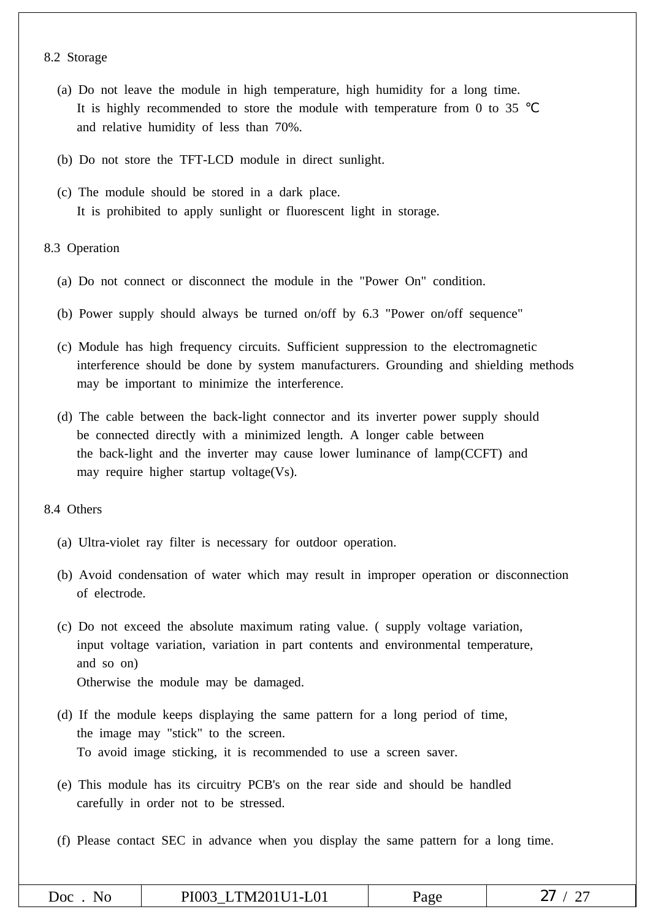## 8.2 Storage

(a) Do not leave the module in high temperature, high humidity for a long time.
It is highly recommended to store the module with temperature from 0 to 35 ℃ and relative humidity of less than 70%.

(b) Do not store the TFT-LCD module in direct sunlight.

(c) The module should be stored in a dark place.
It is prohibited to apply sunlight or fluorescent light in storage.

## 8.3 Operation

(a) Do not connect or disconnect the module in the "Power On" condition.

(b) Power supply should always be turned on/off by 6.3 "Power on/off sequence"

(c) Module has high frequency circuits. Sufficient suppression to the electromagnetic interference should be done by system manufacturers. Grounding and shielding methods may be important to minimize the interference.

(d) The cable between the back-light connector and its inverter power supply should be connected directly with a minimized length. A longer cable between the back-light and the inverter may cause lower luminance of lamp(CCFT) and may require higher startup voltage(Vs).

## 8.4 Others

(a) Ultra-violet ray filter is necessary for outdoor operation.

(b) Avoid condensation of water which may result in improper operation or disconnection of electrode.

(c) Do not exceed the absolute maximum rating value. ( supply voltage variation, input voltage variation, variation in part contents and environmental temperature, and so on)
Otherwise the module may be damaged.

(d) If the module keeps displaying the same pattern for a long period of time, the image may "stick" to the screen.
To avoid image sticking, it is recommended to use a screen saver.

(e) This module has its circuitry PCB's on the rear side and should be handled carefully in order not to be stressed.

(f) Please contact SEC in advance when you display the same pattern for a long time.